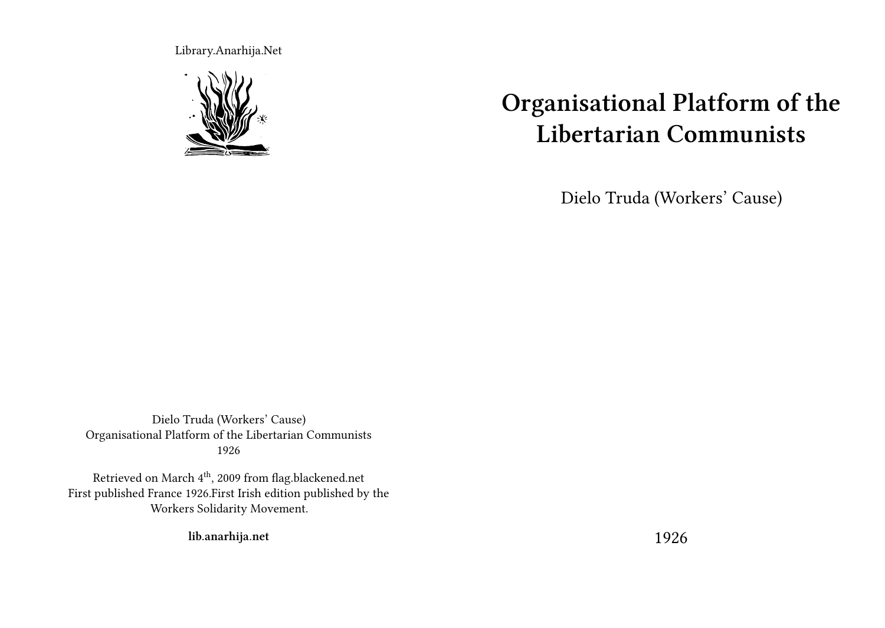Library.Anarhija.Net

# Organisational Platform of the Libertarian Communists

Dielo Truda (Workers' Cause)

1926

Dielo Truda (Workers' Cause)
Organisational Platform of the Libertarian Communists
1926

Retrieved on March 4th, 2009 from flag.blackened.net
First published France 1926.First Irish edition published by the Workers Solidarity Movement.

**lib.anarhija.net**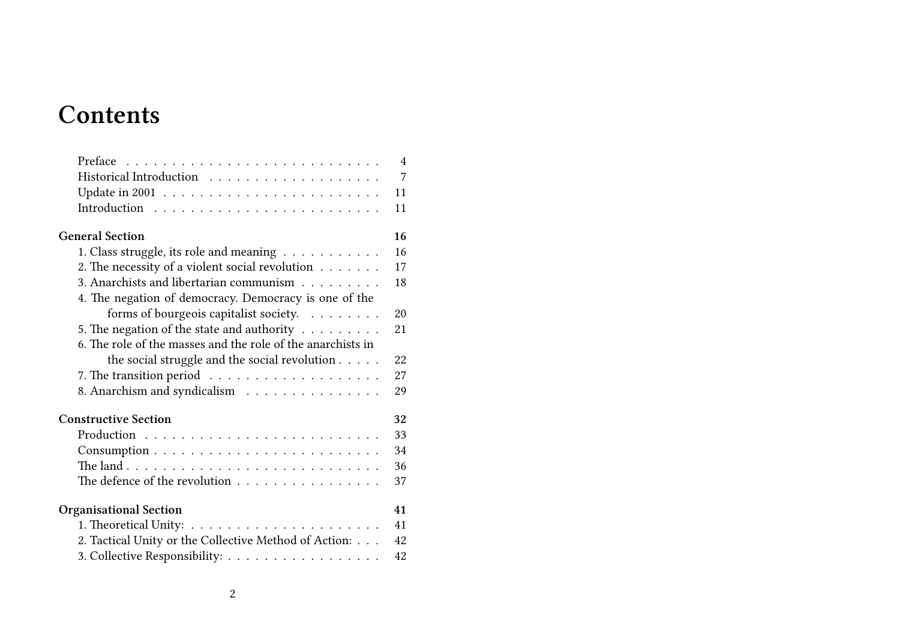# Contents

- Preface 4
- Historical Introduction 7
- Update in 2001 11
- Introduction 11

**General Section** 16

- 1. Class struggle, its role and meaning 16
- 2. The necessity of a violent social revolution 17
- 3. Anarchists and libertarian communism 18
- 4. The negation of democracy. Democracy is one of the forms of bourgeois capitalist society. 20
- 5. The negation of the state and authority 21
- 6. The role of the masses and the role of the anarchists in the social struggle and the social revolution 22
- 7. The transition period 27
- 8. Anarchism and syndicalism 29

**Constructive Section** 32

- Production 33
- Consumption 34
- The land 36
- The defence of the revolution 37

**Organisational Section** 41

- 1. Theoretical Unity: 41
- 2. Tactical Unity or the Collective Method of Action: 42
- 3. Collective Responsibility: 42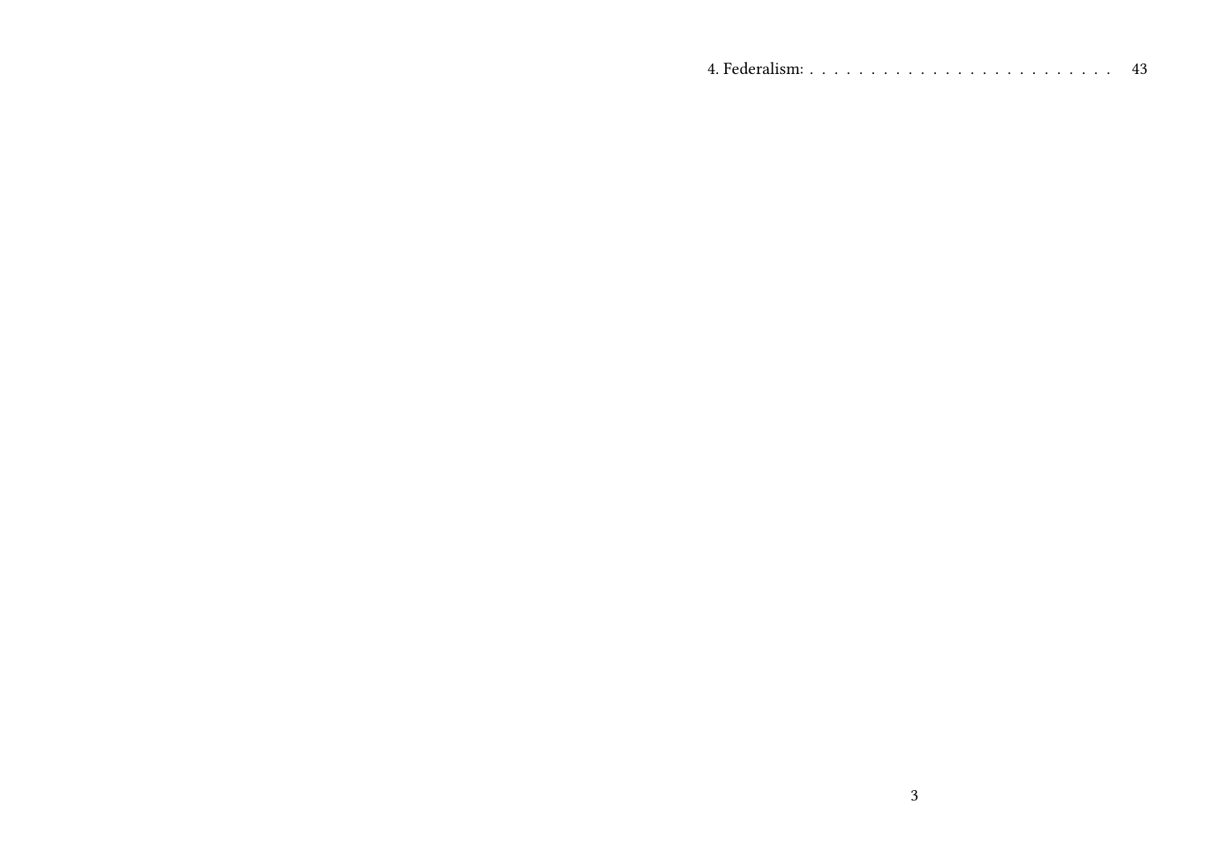4. Federalism: . . . . . . . . . . . . . . . . . . . . . . . . . . 43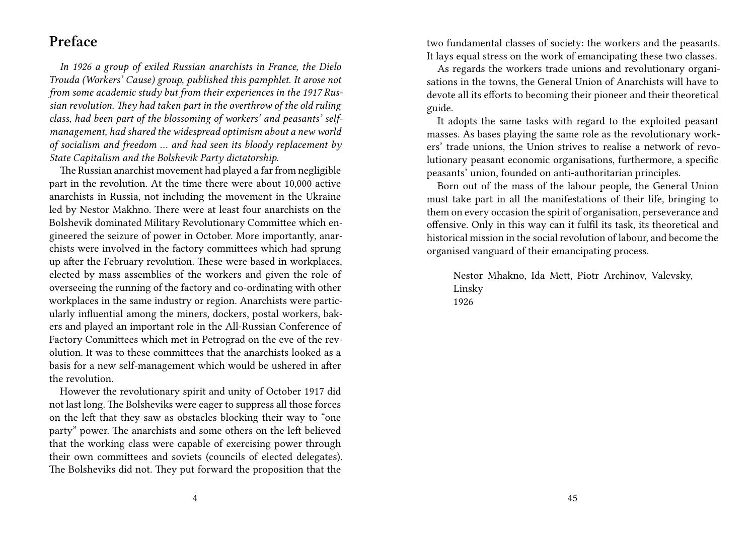## Preface

*In 1926 a group of exiled Russian anarchists in France, the Dielo Trouda (Workers' Cause) group, published this pamphlet. It arose not from some academic study but from their experiences in the 1917 Russian revolution. They had taken part in the overthrow of the old ruling class, had been part of the blossoming of workers' and peasants' self-management, had shared the widespread optimism about a new world of socialism and freedom … and had seen its bloody replacement by State Capitalism and the Bolshevik Party dictatorship.*

The Russian anarchist movement had played a far from negligible part in the revolution. At the time there were about 10,000 active anarchists in Russia, not including the movement in the Ukraine led by Nestor Makhno. There were at least four anarchists on the Bolshevik dominated Military Revolutionary Committee which engineered the seizure of power in October. More importantly, anarchists were involved in the factory committees which had sprung up after the February revolution. These were based in workplaces, elected by mass assemblies of the workers and given the role of overseeing the running of the factory and co-ordinating with other workplaces in the same industry or region. Anarchists were particularly influential among the miners, dockers, postal workers, bakers and played an important role in the All-Russian Conference of Factory Committees which met in Petrograd on the eve of the revolution. It was to these committees that the anarchists looked as a basis for a new self-management which would be ushered in after the revolution.

However the revolutionary spirit and unity of October 1917 did not last long. The Bolsheviks were eager to suppress all those forces on the left that they saw as obstacles blocking their way to "one party" power. The anarchists and some others on the left believed that the working class were capable of exercising power through their own committees and soviets (councils of elected delegates). The Bolsheviks did not. They put forward the proposition that the

two fundamental classes of society: the workers and the peasants. It lays equal stress on the work of emancipating these two classes.

As regards the workers trade unions and revolutionary organisations in the towns, the General Union of Anarchists will have to devote all its efforts to becoming their pioneer and their theoretical guide.

It adopts the same tasks with regard to the exploited peasant masses. As bases playing the same role as the revolutionary workers' trade unions, the Union strives to realise a network of revolutionary peasant economic organisations, furthermore, a specific peasants' union, founded on anti-authoritarian principles.

Born out of the mass of the labour people, the General Union must take part in all the manifestations of their life, bringing to them on every occasion the spirit of organisation, perseverance and offensive. Only in this way can it fulfil its task, its theoretical and historical mission in the social revolution of labour, and become the organised vanguard of their emancipating process.

Nestor Mhakno, Ida Mett, Piotr Archinov, Valevsky, Linsky
1926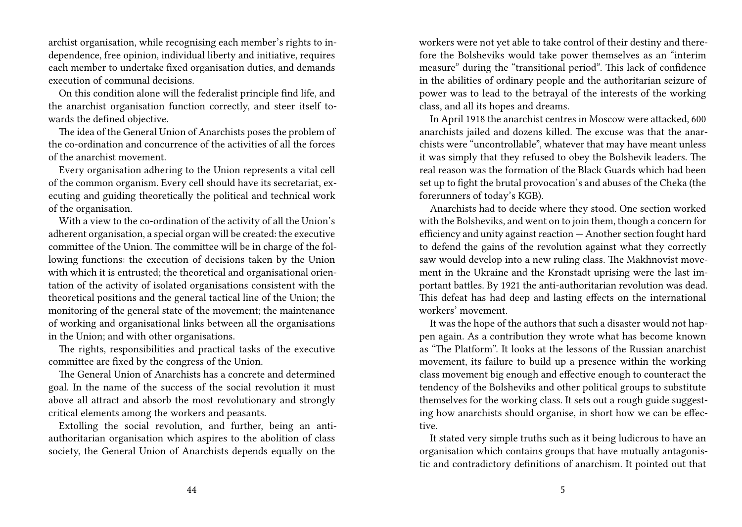archist organisation, while recognising each member's rights to independence, free opinion, individual liberty and initiative, requires each member to undertake fixed organisation duties, and demands execution of communal decisions.

On this condition alone will the federalist principle find life, and the anarchist organisation function correctly, and steer itself towards the defined objective.

The idea of the General Union of Anarchists poses the problem of the co-ordination and concurrence of the activities of all the forces of the anarchist movement.

Every organisation adhering to the Union represents a vital cell of the common organism. Every cell should have its secretariat, executing and guiding theoretically the political and technical work of the organisation.

With a view to the co-ordination of the activity of all the Union's adherent organisation, a special organ will be created: the executive committee of the Union. The committee will be in charge of the following functions: the execution of decisions taken by the Union with which it is entrusted; the theoretical and organisational orientation of the activity of isolated organisations consistent with the theoretical positions and the general tactical line of the Union; the monitoring of the general state of the movement; the maintenance of working and organisational links between all the organisations in the Union; and with other organisations.

The rights, responsibilities and practical tasks of the executive committee are fixed by the congress of the Union.

The General Union of Anarchists has a concrete and determined goal. In the name of the success of the social revolution it must above all attract and absorb the most revolutionary and strongly critical elements among the workers and peasants.

Extolling the social revolution, and further, being an anti-authoritarian organisation which aspires to the abolition of class society, the General Union of Anarchists depends equally on the

workers were not yet able to take control of their destiny and therefore the Bolsheviks would take power themselves as an "interim measure" during the "transitional period". This lack of confidence in the abilities of ordinary people and the authoritarian seizure of power was to lead to the betrayal of the interests of the working class, and all its hopes and dreams.

In April 1918 the anarchist centres in Moscow were attacked, 600 anarchists jailed and dozens killed. The excuse was that the anarchists were "uncontrollable", whatever that may have meant unless it was simply that they refused to obey the Bolshevik leaders. The real reason was the formation of the Black Guards which had been set up to fight the brutal provocation's and abuses of the Cheka (the forerunners of today's KGB).

Anarchists had to decide where they stood. One section worked with the Bolsheviks, and went on to join them, though a concern for efficiency and unity against reaction — Another section fought hard to defend the gains of the revolution against what they correctly saw would develop into a new ruling class. The Makhnovist movement in the Ukraine and the Kronstadt uprising were the last important battles. By 1921 the anti-authoritarian revolution was dead. This defeat has had deep and lasting effects on the international workers' movement.

It was the hope of the authors that such a disaster would not happen again. As a contribution they wrote what has become known as "The Platform". It looks at the lessons of the Russian anarchist movement, its failure to build up a presence within the working class movement big enough and effective enough to counteract the tendency of the Bolsheviks and other political groups to substitute themselves for the working class. It sets out a rough guide suggesting how anarchists should organise, in short how we can be effective.

It stated very simple truths such as it being ludicrous to have an organisation which contains groups that have mutually antagonistic and contradictory definitions of anarchism. It pointed out that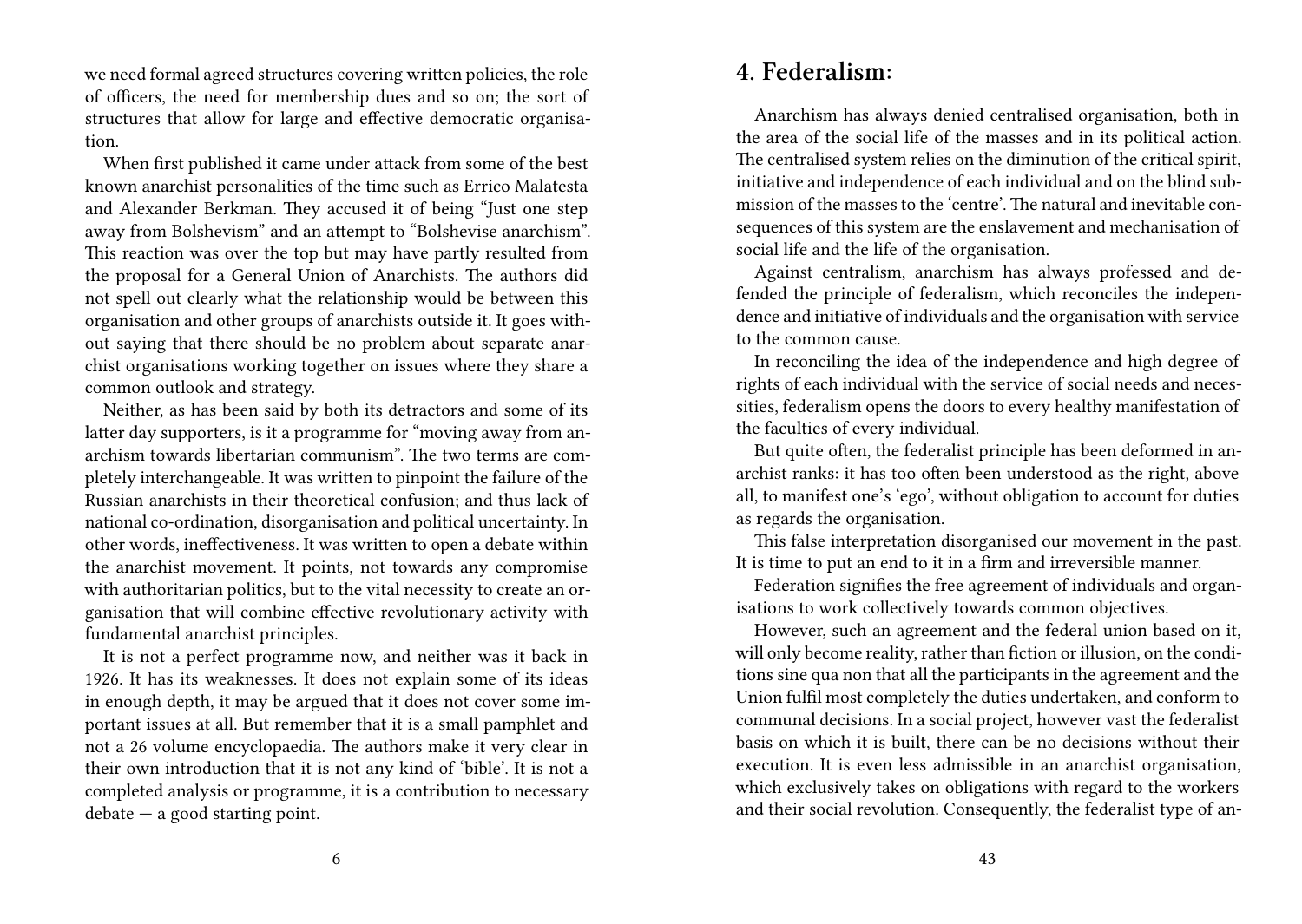we need formal agreed structures covering written policies, the role of officers, the need for membership dues and so on; the sort of structures that allow for large and effective democratic organisation.

When first published it came under attack from some of the best known anarchist personalities of the time such as Errico Malatesta and Alexander Berkman. They accused it of being "Just one step away from Bolshevism" and an attempt to "Bolshevise anarchism". This reaction was over the top but may have partly resulted from the proposal for a General Union of Anarchists. The authors did not spell out clearly what the relationship would be between this organisation and other groups of anarchists outside it. It goes without saying that there should be no problem about separate anarchist organisations working together on issues where they share a common outlook and strategy.

Neither, as has been said by both its detractors and some of its latter day supporters, is it a programme for "moving away from anarchism towards libertarian communism". The two terms are completely interchangeable. It was written to pinpoint the failure of the Russian anarchists in their theoretical confusion; and thus lack of national co-ordination, disorganisation and political uncertainty. In other words, ineffectiveness. It was written to open a debate within the anarchist movement. It points, not towards any compromise with authoritarian politics, but to the vital necessity to create an organisation that will combine effective revolutionary activity with fundamental anarchist principles.

It is not a perfect programme now, and neither was it back in 1926. It has its weaknesses. It does not explain some of its ideas in enough depth, it may be argued that it does not cover some important issues at all. But remember that it is a small pamphlet and not a 26 volume encyclopaedia. The authors make it very clear in their own introduction that it is not any kind of 'bible'. It is not a completed analysis or programme, it is a contribution to necessary debate — a good starting point.

## 4. Federalism:

Anarchism has always denied centralised organisation, both in the area of the social life of the masses and in its political action. The centralised system relies on the diminution of the critical spirit, initiative and independence of each individual and on the blind submission of the masses to the 'centre'. The natural and inevitable consequences of this system are the enslavement and mechanisation of social life and the life of the organisation.

Against centralism, anarchism has always professed and defended the principle of federalism, which reconciles the independence and initiative of individuals and the organisation with service to the common cause.

In reconciling the idea of the independence and high degree of rights of each individual with the service of social needs and necessities, federalism opens the doors to every healthy manifestation of the faculties of every individual.

But quite often, the federalist principle has been deformed in anarchist ranks: it has too often been understood as the right, above all, to manifest one's 'ego', without obligation to account for duties as regards the organisation.

This false interpretation disorganised our movement in the past. It is time to put an end to it in a firm and irreversible manner.

Federation signifies the free agreement of individuals and organisations to work collectively towards common objectives.

However, such an agreement and the federal union based on it, will only become reality, rather than fiction or illusion, on the conditions sine qua non that all the participants in the agreement and the Union fulfil most completely the duties undertaken, and conform to communal decisions. In a social project, however vast the federalist basis on which it is built, there can be no decisions without their execution. It is even less admissible in an anarchist organisation, which exclusively takes on obligations with regard to the workers and their social revolution. Consequently, the federalist type of an-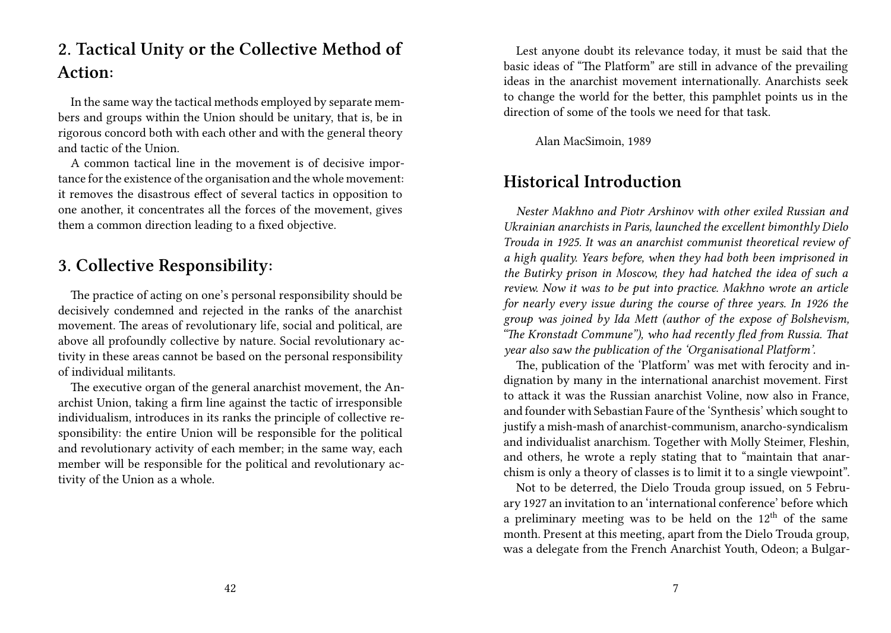## 2. Tactical Unity or the Collective Method of Action:

In the same way the tactical methods employed by separate members and groups within the Union should be unitary, that is, be in rigorous concord both with each other and with the general theory and tactic of the Union.

A common tactical line in the movement is of decisive importance for the existence of the organisation and the whole movement: it removes the disastrous effect of several tactics in opposition to one another, it concentrates all the forces of the movement, gives them a common direction leading to a fixed objective.

## 3. Collective Responsibility:

The practice of acting on one's personal responsibility should be decisively condemned and rejected in the ranks of the anarchist movement. The areas of revolutionary life, social and political, are above all profoundly collective by nature. Social revolutionary activity in these areas cannot be based on the personal responsibility of individual militants.

The executive organ of the general anarchist movement, the Anarchist Union, taking a firm line against the tactic of irresponsible individualism, introduces in its ranks the principle of collective responsibility: the entire Union will be responsible for the political and revolutionary activity of each member; in the same way, each member will be responsible for the political and revolutionary activity of the Union as a whole.

Lest anyone doubt its relevance today, it must be said that the basic ideas of "The Platform" are still in advance of the prevailing ideas in the anarchist movement internationally. Anarchists seek to change the world for the better, this pamphlet points us in the direction of some of the tools we need for that task.

Alan MacSimoin, 1989

# Historical Introduction

*Nester Makhno and Piotr Arshinov with other exiled Russian and Ukrainian anarchists in Paris, launched the excellent bimonthly Dielo Trouda in 1925. It was an anarchist communist theoretical review of a high quality. Years before, when they had both been imprisoned in the Butirky prison in Moscow, they had hatched the idea of such a review. Now it was to be put into practice. Makhno wrote an article for nearly every issue during the course of three years. In 1926 the group was joined by Ida Mett (author of the expose of Bolshevism, "The Kronstadt Commune"), who had recently fled from Russia. That year also saw the publication of the 'Organisational Platform'.*

The, publication of the 'Platform' was met with ferocity and indignation by many in the international anarchist movement. First to attack it was the Russian anarchist Voline, now also in France, and founder with Sebastian Faure of the 'Synthesis' which sought to justify a mish-mash of anarchist-communism, anarcho-syndicalism and individualist anarchism. Together with Molly Steimer, Fleshin, and others, he wrote a reply stating that to "maintain that anarchism is only a theory of classes is to limit it to a single viewpoint".

Not to be deterred, the Dielo Trouda group issued, on 5 February 1927 an invitation to an 'international conference' before which a preliminary meeting was to be held on the 12th of the same month. Present at this meeting, apart from the Dielo Trouda group, was a delegate from the French Anarchist Youth, Odeon; a Bulgar-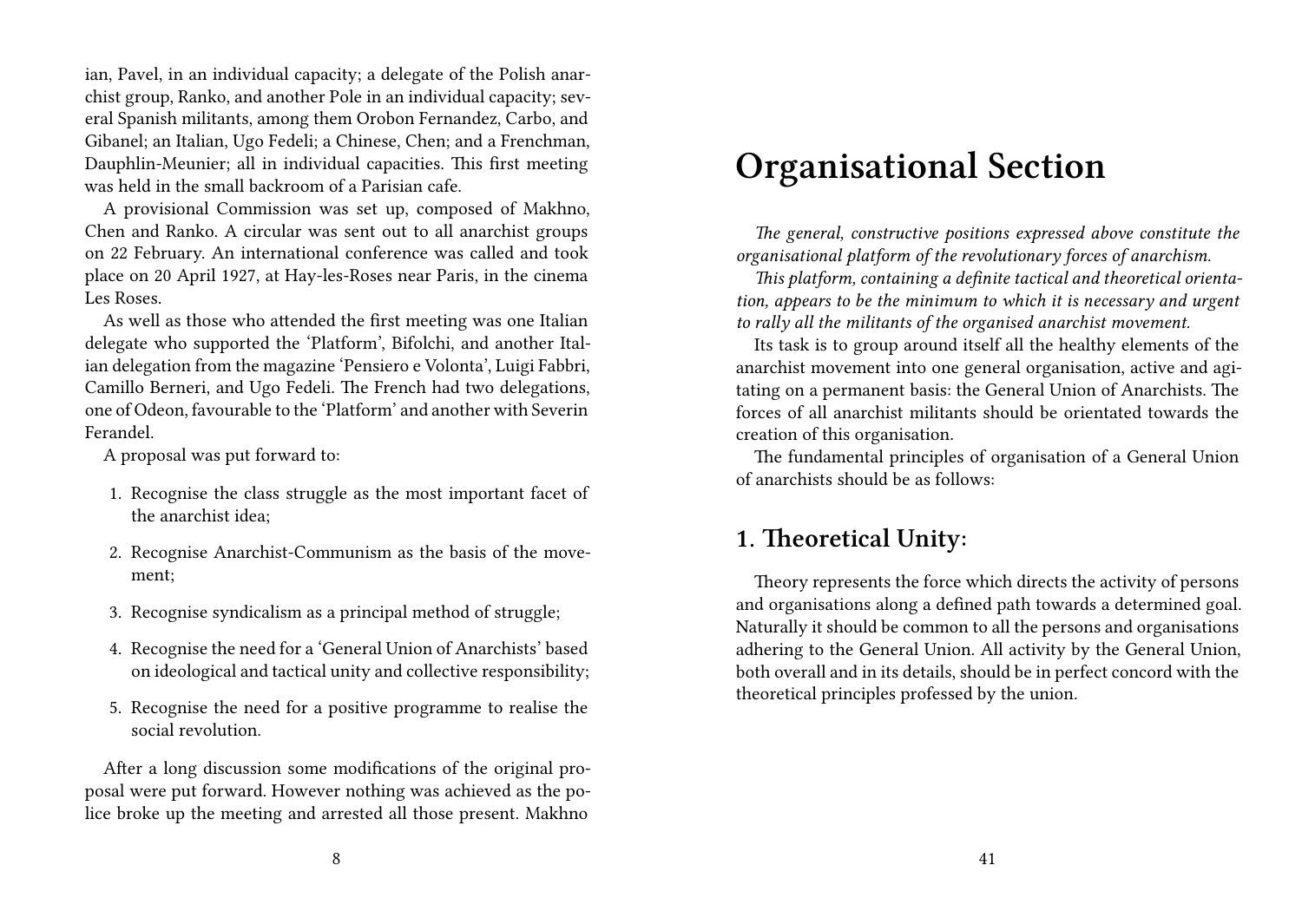ian, Pavel, in an individual capacity; a delegate of the Polish anarchist group, Ranko, and another Pole in an individual capacity; several Spanish militants, among them Orobon Fernandez, Carbo, and Gibanel; an Italian, Ugo Fedeli; a Chinese, Chen; and a Frenchman, Dauphlin-Meunier; all in individual capacities. This first meeting was held in the small backroom of a Parisian cafe.

A provisional Commission was set up, composed of Makhno, Chen and Ranko. A circular was sent out to all anarchist groups on 22 February. An international conference was called and took place on 20 April 1927, at Hay-les-Roses near Paris, in the cinema Les Roses.

As well as those who attended the first meeting was one Italian delegate who supported the 'Platform', Bifolchi, and another Italian delegation from the magazine 'Pensiero e Volonta', Luigi Fabbri, Camillo Berneri, and Ugo Fedeli. The French had two delegations, one of Odeon, favourable to the 'Platform' and another with Severin Ferandel.

A proposal was put forward to:

1. Recognise the class struggle as the most important facet of the anarchist idea;
2. Recognise Anarchist-Communism as the basis of the movement;
3. Recognise syndicalism as a principal method of struggle;
4. Recognise the need for a 'General Union of Anarchists' based on ideological and tactical unity and collective responsibility;
5. Recognise the need for a positive programme to realise the social revolution.

After a long discussion some modifications of the original proposal were put forward. However nothing was achieved as the police broke up the meeting and arrested all those present. Makhno

# Organisational Section

*The general, constructive positions expressed above constitute the organisational platform of the revolutionary forces of anarchism.*

*This platform, containing a definite tactical and theoretical orientation, appears to be the minimum to which it is necessary and urgent to rally all the militants of the organised anarchist movement.*

Its task is to group around itself all the healthy elements of the anarchist movement into one general organisation, active and agitating on a permanent basis: the General Union of Anarchists. The forces of all anarchist militants should be orientated towards the creation of this organisation.

The fundamental principles of organisation of a General Union of anarchists should be as follows:

## 1. Theoretical Unity:

Theory represents the force which directs the activity of persons and organisations along a defined path towards a determined goal. Naturally it should be common to all the persons and organisations adhering to the General Union. All activity by the General Union, both overall and in its details, should be in perfect concord with the theoretical principles professed by the union.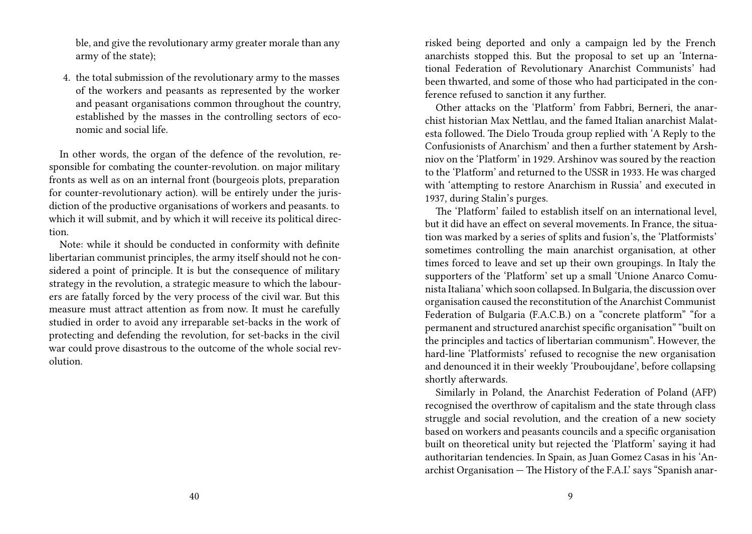ble, and give the revolutionary army greater morale than any army of the state);

4. the total submission of the revolutionary army to the masses of the workers and peasants as represented by the worker and peasant organisations common throughout the country, established by the masses in the controlling sectors of economic and social life.

In other words, the organ of the defence of the revolution, responsible for combating the counter-revolution. on major military fronts as well as on an internal front (bourgeois plots, preparation for counter-revolutionary action). will be entirely under the jurisdiction of the productive organisations of workers and peasants. to which it will submit, and by which it will receive its political direction.

Note: while it should be conducted in conformity with definite libertarian communist principles, the army itself should not he considered a point of principle. It is but the consequence of military strategy in the revolution, a strategic measure to which the labourers are fatally forced by the very process of the civil war. But this measure must attract attention as from now. It must he carefully studied in order to avoid any irreparable set-backs in the work of protecting and defending the revolution, for set-backs in the civil war could prove disastrous to the outcome of the whole social revolution.

risked being deported and only a campaign led by the French anarchists stopped this. But the proposal to set up an 'International Federation of Revolutionary Anarchist Communists' had been thwarted, and some of those who had participated in the conference refused to sanction it any further.

Other attacks on the 'Platform' from Fabbri, Berneri, the anarchist historian Max Nettlau, and the famed Italian anarchist Malatesta followed. The Dielo Trouda group replied with 'A Reply to the Confusionists of Anarchism' and then a further statement by Arshniov on the 'Platform' in 1929. Arshinov was soured by the reaction to the 'Platform' and returned to the USSR in 1933. He was charged with 'attempting to restore Anarchism in Russia' and executed in 1937, during Stalin's purges.

The 'Platform' failed to establish itself on an international level, but it did have an effect on several movements. In France, the situation was marked by a series of splits and fusion's, the 'Platformists' sometimes controlling the main anarchist organisation, at other times forced to leave and set up their own groupings. In Italy the supporters of the 'Platform' set up a small 'Unione Anarco Comunista Italiana' which soon collapsed. In Bulgaria, the discussion over organisation caused the reconstitution of the Anarchist Communist Federation of Bulgaria (F.A.C.B.) on a "concrete platform" "for a permanent and structured anarchist specific organisation" "built on the principles and tactics of libertarian communism". However, the hard-line 'Platformists' refused to recognise the new organisation and denounced it in their weekly 'Prouboujdane', before collapsing shortly afterwards.

Similarly in Poland, the Anarchist Federation of Poland (AFP) recognised the overthrow of capitalism and the state through class struggle and social revolution, and the creation of a new society based on workers and peasants councils and a specific organisation built on theoretical unity but rejected the 'Platform' saying it had authoritarian tendencies. In Spain, as Juan Gomez Casas in his 'Anarchist Organisation — The History of the F.A.I.' says "Spanish anar-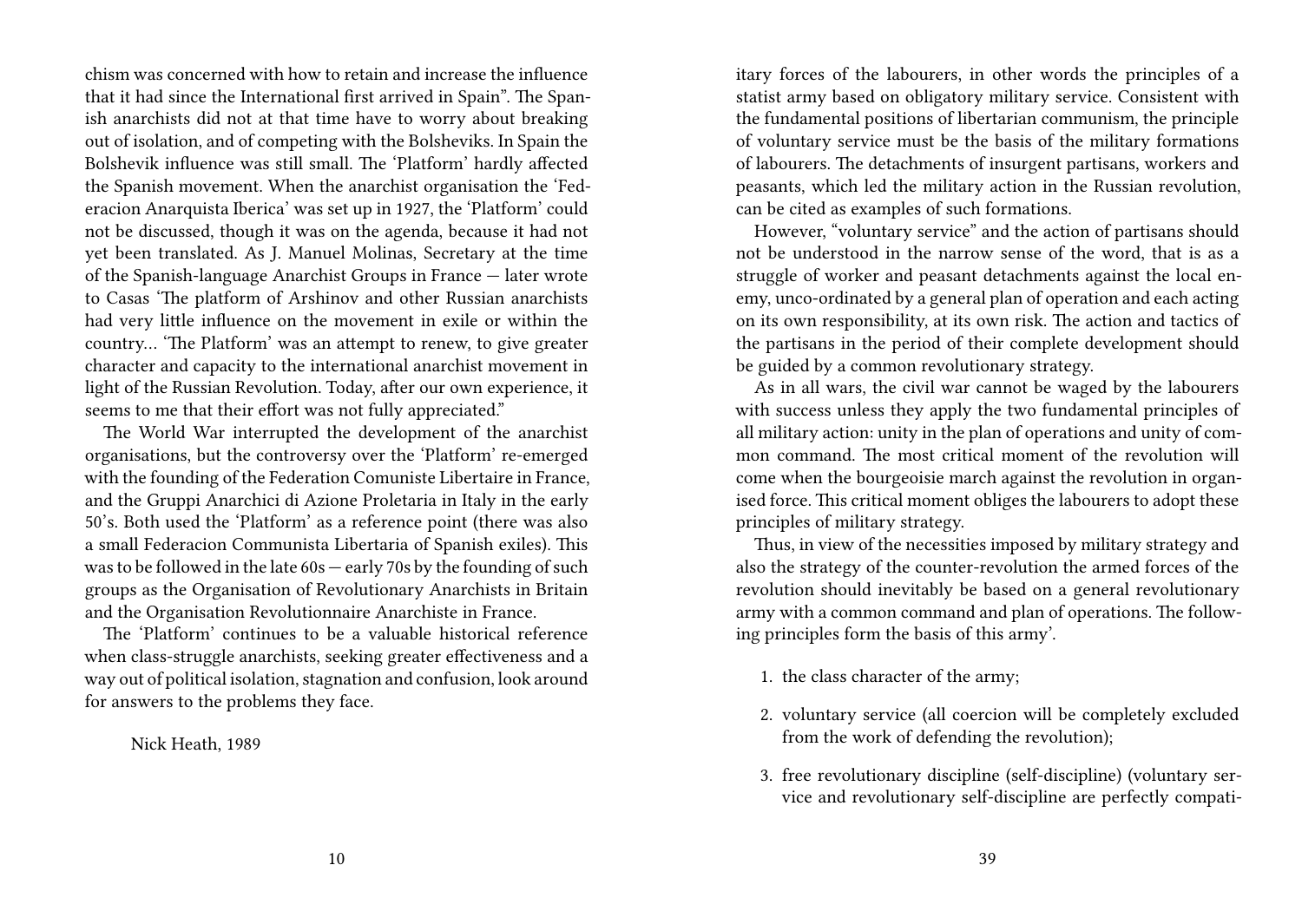chism was concerned with how to retain and increase the influence that it had since the International first arrived in Spain". The Spanish anarchists did not at that time have to worry about breaking out of isolation, and of competing with the Bolsheviks. In Spain the Bolshevik influence was still small. The 'Platform' hardly affected the Spanish movement. When the anarchist organisation the 'Federacion Anarquista Iberica' was set up in 1927, the 'Platform' could not be discussed, though it was on the agenda, because it had not yet been translated. As J. Manuel Molinas, Secretary at the time of the Spanish-language Anarchist Groups in France — later wrote to Casas 'The platform of Arshinov and other Russian anarchists had very little influence on the movement in exile or within the country… 'The Platform' was an attempt to renew, to give greater character and capacity to the international anarchist movement in light of the Russian Revolution. Today, after our own experience, it seems to me that their effort was not fully appreciated."

The World War interrupted the development of the anarchist organisations, but the controversy over the 'Platform' re-emerged with the founding of the Federation Comuniste Libertaire in France, and the Gruppi Anarchici di Azione Proletaria in Italy in the early 50's. Both used the 'Platform' as a reference point (there was also a small Federacion Communista Libertaria of Spanish exiles). This was to be followed in the late 60s — early 70s by the founding of such groups as the Organisation of Revolutionary Anarchists in Britain and the Organisation Revolutionnaire Anarchiste in France.

The 'Platform' continues to be a valuable historical reference when class-struggle anarchists, seeking greater effectiveness and a way out of political isolation, stagnation and confusion, look around for answers to the problems they face.

Nick Heath, 1989

itary forces of the labourers, in other words the principles of a statist army based on obligatory military service. Consistent with the fundamental positions of libertarian communism, the principle of voluntary service must be the basis of the military formations of labourers. The detachments of insurgent partisans, workers and peasants, which led the military action in the Russian revolution, can be cited as examples of such formations.

However, "voluntary service" and the action of partisans should not be understood in the narrow sense of the word, that is as a struggle of worker and peasant detachments against the local enemy, unco-ordinated by a general plan of operation and each acting on its own responsibility, at its own risk. The action and tactics of the partisans in the period of their complete development should be guided by a common revolutionary strategy.

As in all wars, the civil war cannot be waged by the labourers with success unless they apply the two fundamental principles of all military action: unity in the plan of operations and unity of common command. The most critical moment of the revolution will come when the bourgeoisie march against the revolution in organised force. This critical moment obliges the labourers to adopt these principles of military strategy.

Thus, in view of the necessities imposed by military strategy and also the strategy of the counter-revolution the armed forces of the revolution should inevitably be based on a general revolutionary army with a common command and plan of operations. The following principles form the basis of this army'.

1. the class character of the army;
2. voluntary service (all coercion will be completely excluded from the work of defending the revolution);
3. free revolutionary discipline (self-discipline) (voluntary service and revolutionary self-discipline are perfectly compati-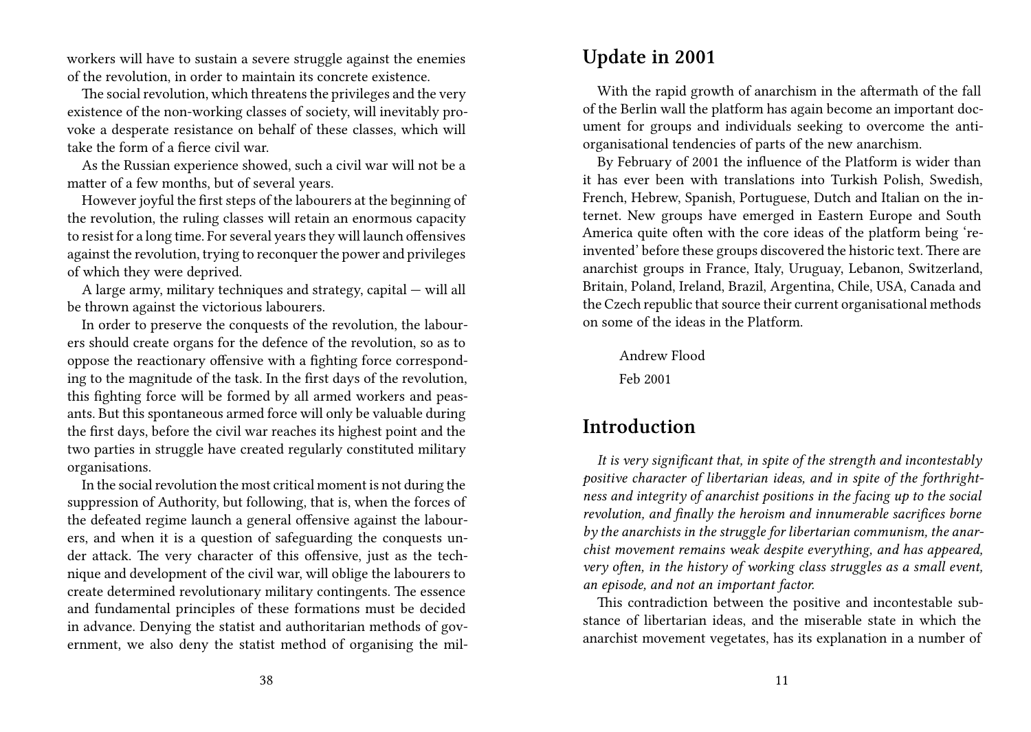workers will have to sustain a severe struggle against the enemies of the revolution, in order to maintain its concrete existence.

The social revolution, which threatens the privileges and the very existence of the non-working classes of society, will inevitably provoke a desperate resistance on behalf of these classes, which will take the form of a fierce civil war.

As the Russian experience showed, such a civil war will not be a matter of a few months, but of several years.

However joyful the first steps of the labourers at the beginning of the revolution, the ruling classes will retain an enormous capacity to resist for a long time. For several years they will launch offensives against the revolution, trying to reconquer the power and privileges of which they were deprived.

A large army, military techniques and strategy, capital — will all be thrown against the victorious labourers.

In order to preserve the conquests of the revolution, the labourers should create organs for the defence of the revolution, so as to oppose the reactionary offensive with a fighting force corresponding to the magnitude of the task. In the first days of the revolution, this fighting force will be formed by all armed workers and peasants. But this spontaneous armed force will only be valuable during the first days, before the civil war reaches its highest point and the two parties in struggle have created regularly constituted military organisations.

In the social revolution the most critical moment is not during the suppression of Authority, but following, that is, when the forces of the defeated regime launch a general offensive against the labourers, and when it is a question of safeguarding the conquests under attack. The very character of this offensive, just as the technique and development of the civil war, will oblige the labourers to create determined revolutionary military contingents. The essence and fundamental principles of these formations must be decided in advance. Denying the statist and authoritarian methods of government, we also deny the statist method of organising the mil-

## Update in 2001

With the rapid growth of anarchism in the aftermath of the fall of the Berlin wall the platform has again become an important document for groups and individuals seeking to overcome the anti-organisational tendencies of parts of the new anarchism.

By February of 2001 the influence of the Platform is wider than it has ever been with translations into Turkish Polish, Swedish, French, Hebrew, Spanish, Portuguese, Dutch and Italian on the internet. New groups have emerged in Eastern Europe and South America quite often with the core ideas of the platform being 'reinvented' before these groups discovered the historic text. There are anarchist groups in France, Italy, Uruguay, Lebanon, Switzerland, Britain, Poland, Ireland, Brazil, Argentina, Chile, USA, Canada and the Czech republic that source their current organisational methods on some of the ideas in the Platform.

Andrew Flood

Feb 2001

## Introduction

*It is very significant that, in spite of the strength and incontestably positive character of libertarian ideas, and in spite of the forthrightness and integrity of anarchist positions in the facing up to the social revolution, and finally the heroism and innumerable sacrifices borne by the anarchists in the struggle for libertarian communism, the anarchist movement remains weak despite everything, and has appeared, very often, in the history of working class struggles as a small event, an episode, and not an important factor.*

This contradiction between the positive and incontestable substance of libertarian ideas, and the miserable state in which the anarchist movement vegetates, has its explanation in a number of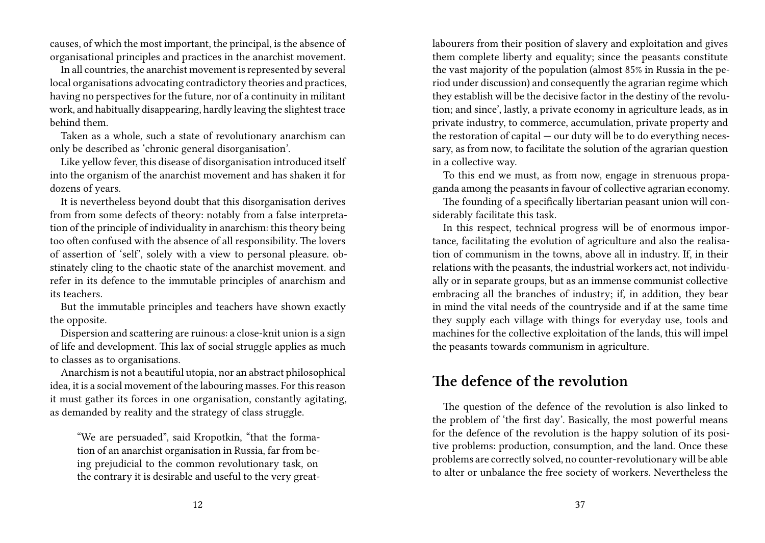causes, of which the most important, the principal, is the absence of organisational principles and practices in the anarchist movement.

In all countries, the anarchist movement is represented by several local organisations advocating contradictory theories and practices, having no perspectives for the future, nor of a continuity in militant work, and habitually disappearing, hardly leaving the slightest trace behind them.

Taken as a whole, such a state of revolutionary anarchism can only be described as 'chronic general disorganisation'.

Like yellow fever, this disease of disorganisation introduced itself into the organism of the anarchist movement and has shaken it for dozens of years.

It is nevertheless beyond doubt that this disorganisation derives from from some defects of theory: notably from a false interpretation of the principle of individuality in anarchism: this theory being too often confused with the absence of all responsibility. The lovers of assertion of 'self', solely with a view to personal pleasure. obstinately cling to the chaotic state of the anarchist movement. and refer in its defence to the immutable principles of anarchism and its teachers.

But the immutable principles and teachers have shown exactly the opposite.

Dispersion and scattering are ruinous: a close-knit union is a sign of life and development. This lax of social struggle applies as much to classes as to organisations.

Anarchism is not a beautiful utopia, nor an abstract philosophical idea, it is a social movement of the labouring masses. For this reason it must gather its forces in one organisation, constantly agitating, as demanded by reality and the strategy of class struggle.

> "We are persuaded", said Kropotkin, "that the formation of an anarchist organisation in Russia, far from being prejudicial to the common revolutionary task, on the contrary it is desirable and useful to the very great-

labourers from their position of slavery and exploitation and gives them complete liberty and equality; since the peasants constitute the vast majority of the population (almost 85% in Russia in the period under discussion) and consequently the agrarian regime which they establish will be the decisive factor in the destiny of the revolution; and since', lastly, a private economy in agriculture leads, as in private industry, to commerce, accumulation, private property and the restoration of capital — our duty will be to do everything necessary, as from now, to facilitate the solution of the agrarian question in a collective way.

To this end we must, as from now, engage in strenuous propaganda among the peasants in favour of collective agrarian economy.

The founding of a specifically libertarian peasant union will considerably facilitate this task.

In this respect, technical progress will be of enormous importance, facilitating the evolution of agriculture and also the realisation of communism in the towns, above all in industry. If, in their relations with the peasants, the industrial workers act, not individually or in separate groups, but as an immense communist collective embracing all the branches of industry; if, in addition, they bear in mind the vital needs of the countryside and if at the same time they supply each village with things for everyday use, tools and machines for the collective exploitation of the lands, this will impel the peasants towards communism in agriculture.

## The defence of the revolution

The question of the defence of the revolution is also linked to the problem of 'the first day'. Basically, the most powerful means for the defence of the revolution is the happy solution of its positive problems: production, consumption, and the land. Once these problems are correctly solved, no counter-revolutionary will be able to alter or unbalance the free society of workers. Nevertheless the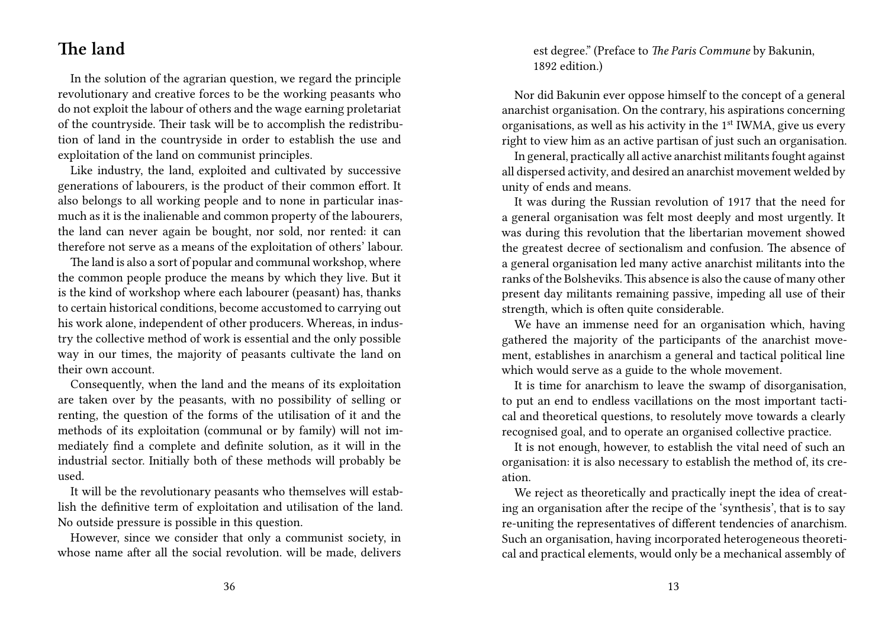## The land

In the solution of the agrarian question, we regard the principle revolutionary and creative forces to be the working peasants who do not exploit the labour of others and the wage earning proletariat of the countryside. Their task will be to accomplish the redistribution of land in the countryside in order to establish the use and exploitation of the land on communist principles.

Like industry, the land, exploited and cultivated by successive generations of labourers, is the product of their common effort. It also belongs to all working people and to none in particular inasmuch as it is the inalienable and common property of the labourers, the land can never again be bought, nor sold, nor rented: it can therefore not serve as a means of the exploitation of others' labour.

The land is also a sort of popular and communal workshop, where the common people produce the means by which they live. But it is the kind of workshop where each labourer (peasant) has, thanks to certain historical conditions, become accustomed to carrying out his work alone, independent of other producers. Whereas, in industry the collective method of work is essential and the only possible way in our times, the majority of peasants cultivate the land on their own account.

Consequently, when the land and the means of its exploitation are taken over by the peasants, with no possibility of selling or renting, the question of the forms of the utilisation of it and the methods of its exploitation (communal or by family) will not immediately find a complete and definite solution, as it will in the industrial sector. Initially both of these methods will probably be used.

It will be the revolutionary peasants who themselves will establish the definitive term of exploitation and utilisation of the land. No outside pressure is possible in this question.

However, since we consider that only a communist society, in whose name after all the social revolution. will be made, delivers

est degree." (Preface to *The Paris Commune* by Bakunin, 1892 edition.)

Nor did Bakunin ever oppose himself to the concept of a general anarchist organisation. On the contrary, his aspirations concerning organisations, as well as his activity in the 1st IWMA, give us every right to view him as an active partisan of just such an organisation.

In general, practically all active anarchist militants fought against all dispersed activity, and desired an anarchist movement welded by unity of ends and means.

It was during the Russian revolution of 1917 that the need for a general organisation was felt most deeply and most urgently. It was during this revolution that the libertarian movement showed the greatest decree of sectionalism and confusion. The absence of a general organisation led many active anarchist militants into the ranks of the Bolsheviks. This absence is also the cause of many other present day militants remaining passive, impeding all use of their strength, which is often quite considerable.

We have an immense need for an organisation which, having gathered the majority of the participants of the anarchist movement, establishes in anarchism a general and tactical political line which would serve as a guide to the whole movement.

It is time for anarchism to leave the swamp of disorganisation, to put an end to endless vacillations on the most important tactical and theoretical questions, to resolutely move towards a clearly recognised goal, and to operate an organised collective practice.

It is not enough, however, to establish the vital need of such an organisation: it is also necessary to establish the method of, its creation.

We reject as theoretically and practically inept the idea of creating an organisation after the recipe of the 'synthesis', that is to say re-uniting the representatives of different tendencies of anarchism. Such an organisation, having incorporated heterogeneous theoretical and practical elements, would only be a mechanical assembly of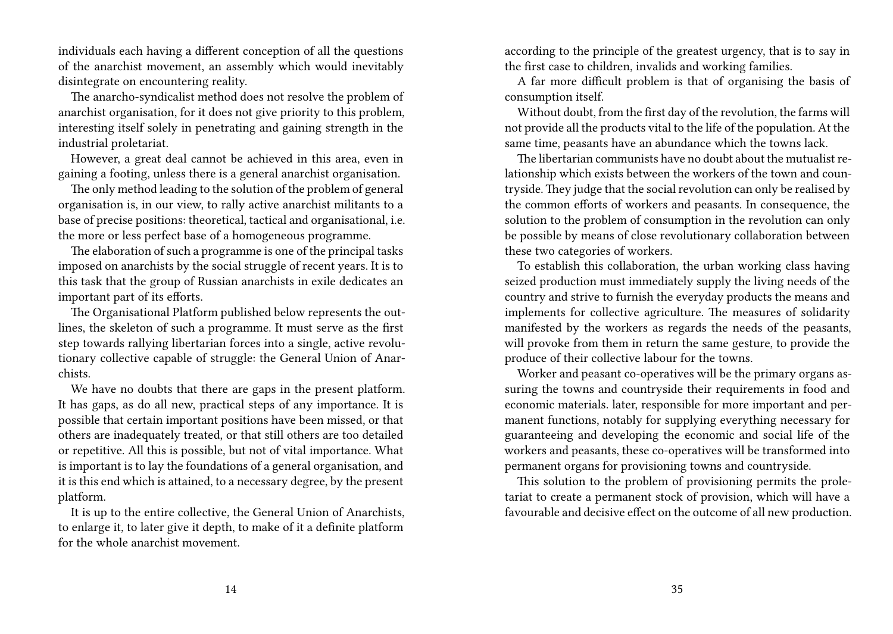individuals each having a different conception of all the questions of the anarchist movement, an assembly which would inevitably disintegrate on encountering reality.

The anarcho-syndicalist method does not resolve the problem of anarchist organisation, for it does not give priority to this problem, interesting itself solely in penetrating and gaining strength in the industrial proletariat.

However, a great deal cannot be achieved in this area, even in gaining a footing, unless there is a general anarchist organisation.

The only method leading to the solution of the problem of general organisation is, in our view, to rally active anarchist militants to a base of precise positions: theoretical, tactical and organisational, i.e. the more or less perfect base of a homogeneous programme.

The elaboration of such a programme is one of the principal tasks imposed on anarchists by the social struggle of recent years. It is to this task that the group of Russian anarchists in exile dedicates an important part of its efforts.

The Organisational Platform published below represents the outlines, the skeleton of such a programme. It must serve as the first step towards rallying libertarian forces into a single, active revolutionary collective capable of struggle: the General Union of Anarchists.

We have no doubts that there are gaps in the present platform. It has gaps, as do all new, practical steps of any importance. It is possible that certain important positions have been missed, or that others are inadequately treated, or that still others are too detailed or repetitive. All this is possible, but not of vital importance. What is important is to lay the foundations of a general organisation, and it is this end which is attained, to a necessary degree, by the present platform.

It is up to the entire collective, the General Union of Anarchists, to enlarge it, to later give it depth, to make of it a definite platform for the whole anarchist movement.

according to the principle of the greatest urgency, that is to say in the first case to children, invalids and working families.

A far more difficult problem is that of organising the basis of consumption itself.

Without doubt, from the first day of the revolution, the farms will not provide all the products vital to the life of the population. At the same time, peasants have an abundance which the towns lack.

The libertarian communists have no doubt about the mutualist relationship which exists between the workers of the town and countryside. They judge that the social revolution can only be realised by the common efforts of workers and peasants. In consequence, the solution to the problem of consumption in the revolution can only be possible by means of close revolutionary collaboration between these two categories of workers.

To establish this collaboration, the urban working class having seized production must immediately supply the living needs of the country and strive to furnish the everyday products the means and implements for collective agriculture. The measures of solidarity manifested by the workers as regards the needs of the peasants, will provoke from them in return the same gesture, to provide the produce of their collective labour for the towns.

Worker and peasant co-operatives will be the primary organs assuring the towns and countryside their requirements in food and economic materials. later, responsible for more important and permanent functions, notably for supplying everything necessary for guaranteeing and developing the economic and social life of the workers and peasants, these co-operatives will be transformed into permanent organs for provisioning towns and countryside.

This solution to the problem of provisioning permits the proletariat to create a permanent stock of provision, which will have a favourable and decisive effect on the outcome of all new production.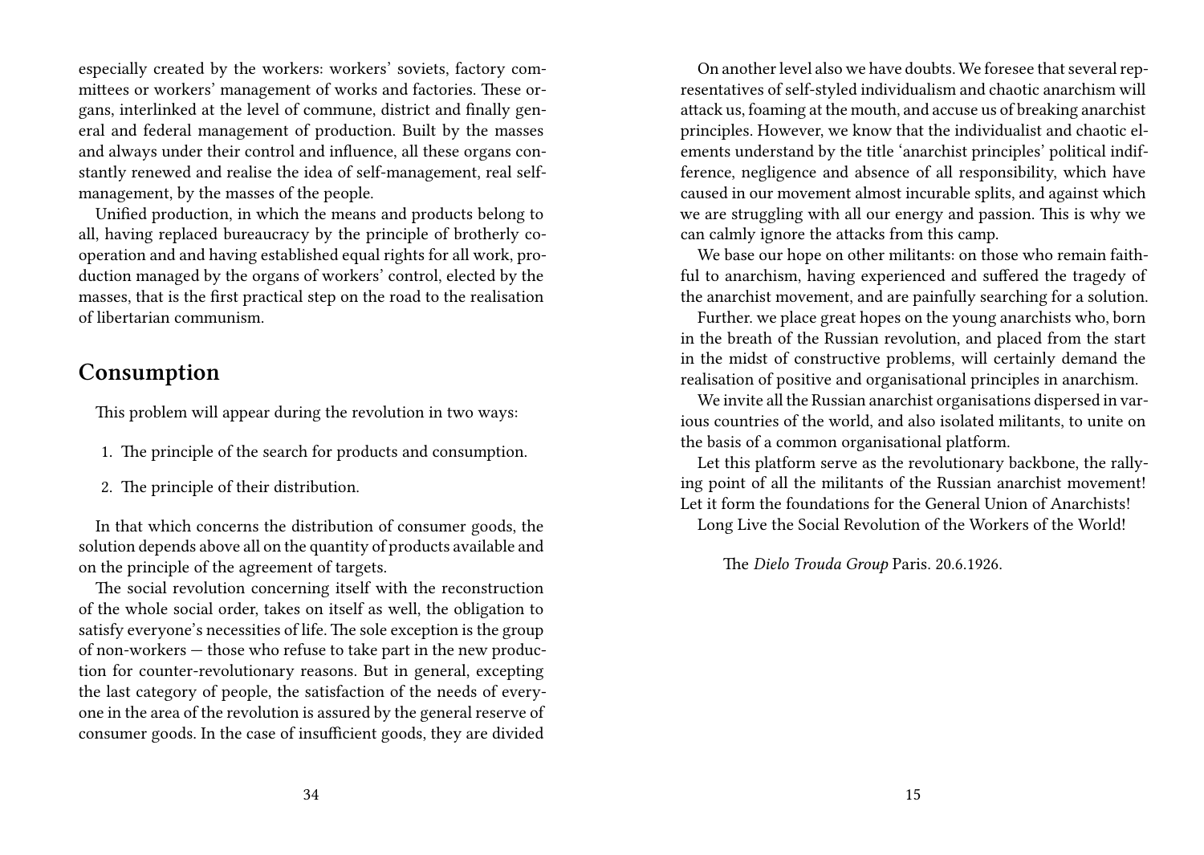especially created by the workers: workers' soviets, factory committees or workers' management of works and factories. These organs, interlinked at the level of commune, district and finally general and federal management of production. Built by the masses and always under their control and influence, all these organs constantly renewed and realise the idea of self-management, real self-management, by the masses of the people.

Unified production, in which the means and products belong to all, having replaced bureaucracy by the principle of brotherly co-operation and and having established equal rights for all work, production managed by the organs of workers' control, elected by the masses, that is the first practical step on the road to the realisation of libertarian communism.

## Consumption

This problem will appear during the revolution in two ways:

1. The principle of the search for products and consumption.
2. The principle of their distribution.

In that which concerns the distribution of consumer goods, the solution depends above all on the quantity of products available and on the principle of the agreement of targets.

The social revolution concerning itself with the reconstruction of the whole social order, takes on itself as well, the obligation to satisfy everyone's necessities of life. The sole exception is the group of non-workers — those who refuse to take part in the new production for counter-revolutionary reasons. But in general, excepting the last category of people, the satisfaction of the needs of everyone in the area of the revolution is assured by the general reserve of consumer goods. In the case of insufficient goods, they are divided

On another level also we have doubts. We foresee that several representatives of self-styled individualism and chaotic anarchism will attack us, foaming at the mouth, and accuse us of breaking anarchist principles. However, we know that the individualist and chaotic elements understand by the title 'anarchist principles' political indifference, negligence and absence of all responsibility, which have caused in our movement almost incurable splits, and against which we are struggling with all our energy and passion. This is why we can calmly ignore the attacks from this camp.

We base our hope on other militants: on those who remain faithful to anarchism, having experienced and suffered the tragedy of the anarchist movement, and are painfully searching for a solution.

Further. we place great hopes on the young anarchists who, born in the breath of the Russian revolution, and placed from the start in the midst of constructive problems, will certainly demand the realisation of positive and organisational principles in anarchism.

We invite all the Russian anarchist organisations dispersed in various countries of the world, and also isolated militants, to unite on the basis of a common organisational platform.

Let this platform serve as the revolutionary backbone, the rallying point of all the militants of the Russian anarchist movement! Let it form the foundations for the General Union of Anarchists!

Long Live the Social Revolution of the Workers of the World!

The *Dielo Trouda Group* Paris. 20.6.1926.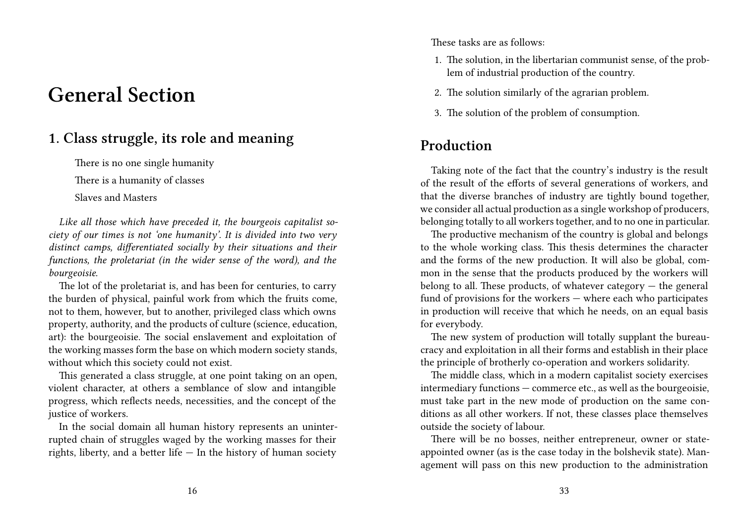# General Section

## 1. Class struggle, its role and meaning

There is no one single humanity

There is a humanity of classes

Slaves and Masters

*Like all those which have preceded it, the bourgeois capitalist society of our times is not 'one humanity'. It is divided into two very distinct camps, differentiated socially by their situations and their functions, the proletariat (in the wider sense of the word), and the bourgeoisie.*

The lot of the proletariat is, and has been for centuries, to carry the burden of physical, painful work from which the fruits come, not to them, however, but to another, privileged class which owns property, authority, and the products of culture (science, education, art): the bourgeoisie. The social enslavement and exploitation of the working masses form the base on which modern society stands, without which this society could not exist.

This generated a class struggle, at one point taking on an open, violent character, at others a semblance of slow and intangible progress, which reflects needs, necessities, and the concept of the justice of workers.

In the social domain all human history represents an uninterrupted chain of struggles waged by the working masses for their rights, liberty, and a better life — In the history of human society

These tasks are as follows:

1. The solution, in the libertarian communist sense, of the problem of industrial production of the country.
2. The solution similarly of the agrarian problem.
3. The solution of the problem of consumption.

## Production

Taking note of the fact that the country's industry is the result of the result of the efforts of several generations of workers, and that the diverse branches of industry are tightly bound together, we consider all actual production as a single workshop of producers, belonging totally to all workers together, and to no one in particular.

The productive mechanism of the country is global and belongs to the whole working class. This thesis determines the character and the forms of the new production. It will also be global, common in the sense that the products produced by the workers will belong to all. These products, of whatever category — the general fund of provisions for the workers — where each who participates in production will receive that which he needs, on an equal basis for everybody.

The new system of production will totally supplant the bureaucracy and exploitation in all their forms and establish in their place the principle of brotherly co-operation and workers solidarity.

The middle class, which in a modern capitalist society exercises intermediary functions — commerce etc., as well as the bourgeoisie, must take part in the new mode of production on the same conditions as all other workers. If not, these classes place themselves outside the society of labour.

There will be no bosses, neither entrepreneur, owner or state-appointed owner (as is the case today in the bolshevik state). Management will pass on this new production to the administration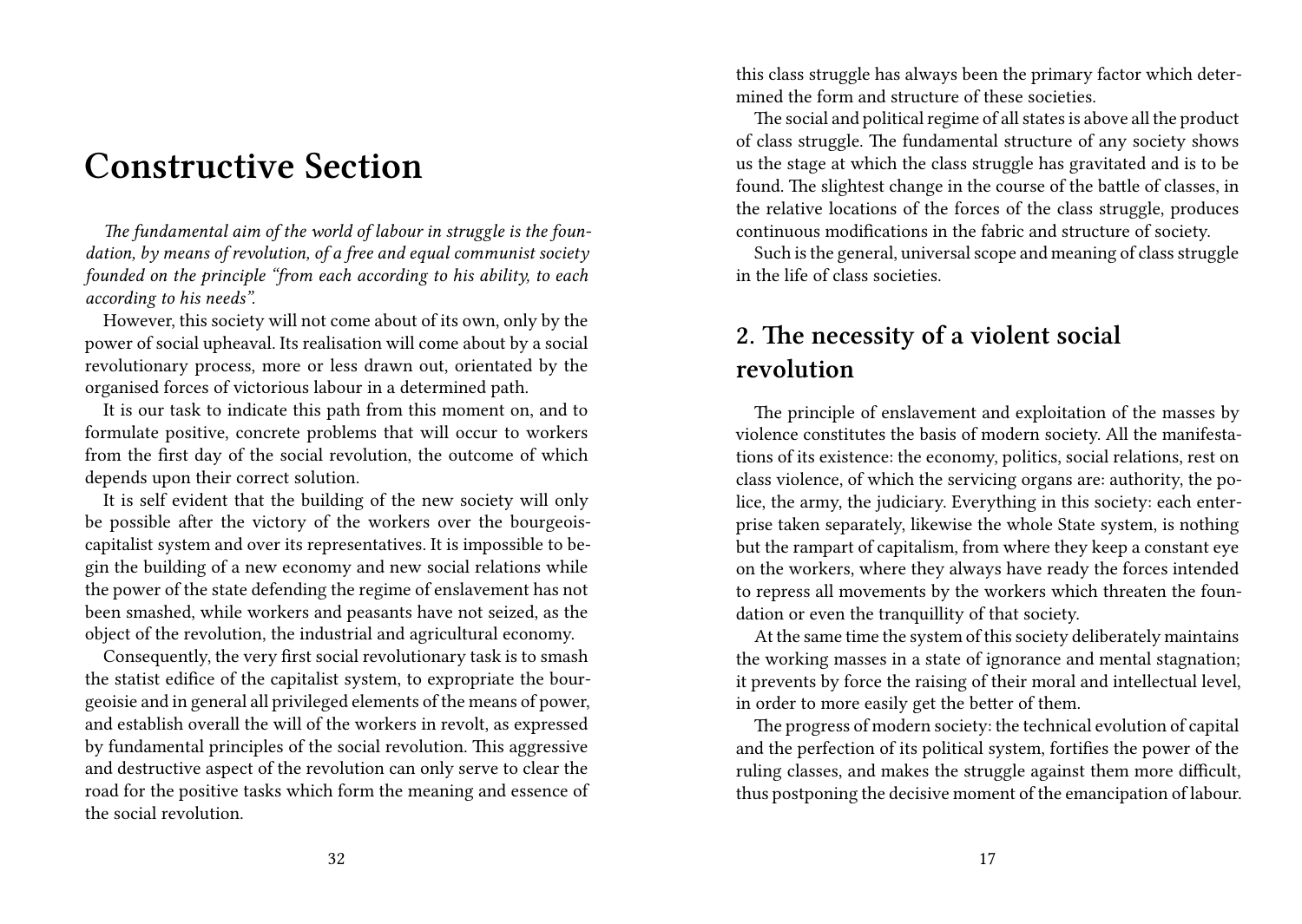# Constructive Section

*The fundamental aim of the world of labour in struggle is the foundation, by means of revolution, of a free and equal communist society founded on the principle "from each according to his ability, to each according to his needs".*

However, this society will not come about of its own, only by the power of social upheaval. Its realisation will come about by a social revolutionary process, more or less drawn out, orientated by the organised forces of victorious labour in a determined path.

It is our task to indicate this path from this moment on, and to formulate positive, concrete problems that will occur to workers from the first day of the social revolution, the outcome of which depends upon their correct solution.

It is self evident that the building of the new society will only be possible after the victory of the workers over the bourgeois-capitalist system and over its representatives. It is impossible to begin the building of a new economy and new social relations while the power of the state defending the regime of enslavement has not been smashed, while workers and peasants have not seized, as the object of the revolution, the industrial and agricultural economy.

Consequently, the very first social revolutionary task is to smash the statist edifice of the capitalist system, to expropriate the bourgeoisie and in general all privileged elements of the means of power, and establish overall the will of the workers in revolt, as expressed by fundamental principles of the social revolution. This aggressive and destructive aspect of the revolution can only serve to clear the road for the positive tasks which form the meaning and essence of the social revolution.

this class struggle has always been the primary factor which determined the form and structure of these societies.

The social and political regime of all states is above all the product of class struggle. The fundamental structure of any society shows us the stage at which the class struggle has gravitated and is to be found. The slightest change in the course of the battle of classes, in the relative locations of the forces of the class struggle, produces continuous modifications in the fabric and structure of society.

Such is the general, universal scope and meaning of class struggle in the life of class societies.

## 2. The necessity of a violent social revolution

The principle of enslavement and exploitation of the masses by violence constitutes the basis of modern society. All the manifestations of its existence: the economy, politics, social relations, rest on class violence, of which the servicing organs are: authority, the police, the army, the judiciary. Everything in this society: each enterprise taken separately, likewise the whole State system, is nothing but the rampart of capitalism, from where they keep a constant eye on the workers, where they always have ready the forces intended to repress all movements by the workers which threaten the foundation or even the tranquillity of that society.

At the same time the system of this society deliberately maintains the working masses in a state of ignorance and mental stagnation; it prevents by force the raising of their moral and intellectual level, in order to more easily get the better of them.

The progress of modern society: the technical evolution of capital and the perfection of its political system, fortifies the power of the ruling classes, and makes the struggle against them more difficult, thus postponing the decisive moment of the emancipation of labour.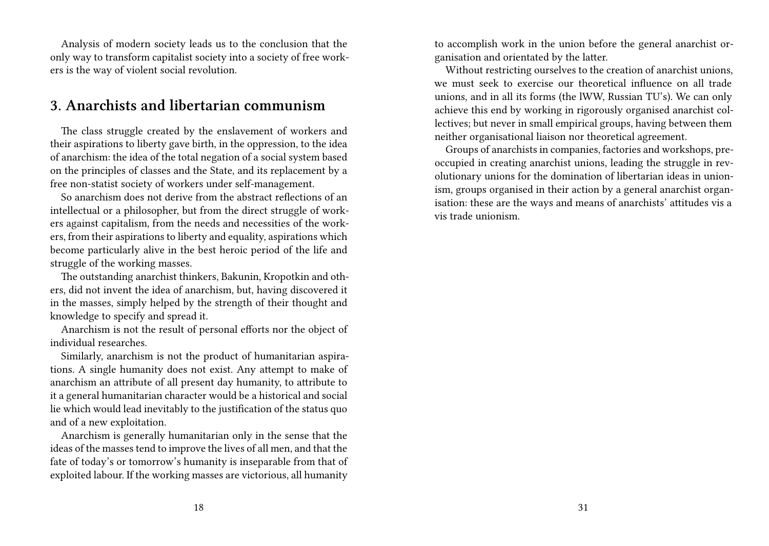Analysis of modern society leads us to the conclusion that the only way to transform capitalist society into a society of free workers is the way of violent social revolution.

## 3. Anarchists and libertarian communism

The class struggle created by the enslavement of workers and their aspirations to liberty gave birth, in the oppression, to the idea of anarchism: the idea of the total negation of a social system based on the principles of classes and the State, and its replacement by a free non-statist society of workers under self-management.

So anarchism does not derive from the abstract reflections of an intellectual or a philosopher, but from the direct struggle of workers against capitalism, from the needs and necessities of the workers, from their aspirations to liberty and equality, aspirations which become particularly alive in the best heroic period of the life and struggle of the working masses.

The outstanding anarchist thinkers, Bakunin, Kropotkin and others, did not invent the idea of anarchism, but, having discovered it in the masses, simply helped by the strength of their thought and knowledge to specify and spread it.

Anarchism is not the result of personal efforts nor the object of individual researches.

Similarly, anarchism is not the product of humanitarian aspirations. A single humanity does not exist. Any attempt to make of anarchism an attribute of all present day humanity, to attribute to it a general humanitarian character would be a historical and social lie which would lead inevitably to the justification of the status quo and of a new exploitation.

Anarchism is generally humanitarian only in the sense that the ideas of the masses tend to improve the lives of all men, and that the fate of today's or tomorrow's humanity is inseparable from that of exploited labour. If the working masses are victorious, all humanity

to accomplish work in the union before the general anarchist organisation and orientated by the latter.

Without restricting ourselves to the creation of anarchist unions, we must seek to exercise our theoretical influence on all trade unions, and in all its forms (the IWW, Russian TU's). We can only achieve this end by working in rigorously organised anarchist collectives; but never in small empirical groups, having between them neither organisational liaison nor theoretical agreement.

Groups of anarchists in companies, factories and workshops, preoccupied in creating anarchist unions, leading the struggle in revolutionary unions for the domination of libertarian ideas in unionism, groups organised in their action by a general anarchist organisation: these are the ways and means of anarchists' attitudes vis a vis trade unionism.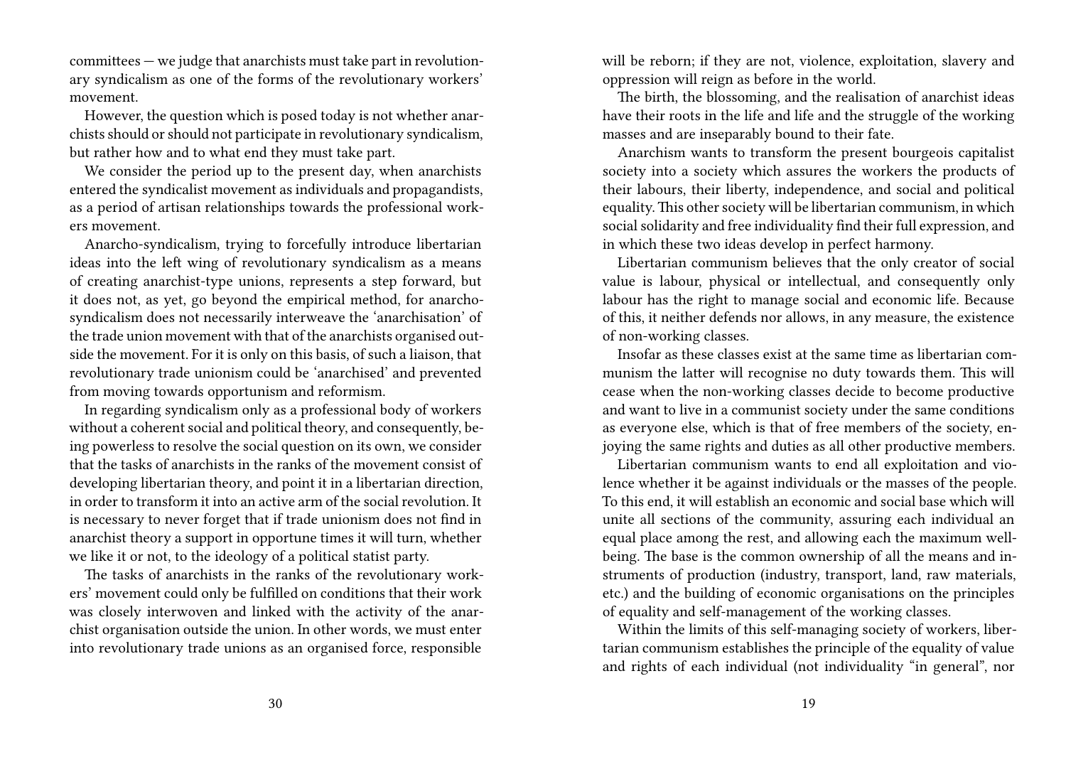committees — we judge that anarchists must take part in revolutionary syndicalism as one of the forms of the revolutionary workers' movement.

However, the question which is posed today is not whether anarchists should or should not participate in revolutionary syndicalism, but rather how and to what end they must take part.

We consider the period up to the present day, when anarchists entered the syndicalist movement as individuals and propagandists, as a period of artisan relationships towards the professional workers movement.

Anarcho-syndicalism, trying to forcefully introduce libertarian ideas into the left wing of revolutionary syndicalism as a means of creating anarchist-type unions, represents a step forward, but it does not, as yet, go beyond the empirical method, for anarcho-syndicalism does not necessarily interweave the 'anarchisation' of the trade union movement with that of the anarchists organised outside the movement. For it is only on this basis, of such a liaison, that revolutionary trade unionism could be 'anarchised' and prevented from moving towards opportunism and reformism.

In regarding syndicalism only as a professional body of workers without a coherent social and political theory, and consequently, being powerless to resolve the social question on its own, we consider that the tasks of anarchists in the ranks of the movement consist of developing libertarian theory, and point it in a libertarian direction, in order to transform it into an active arm of the social revolution. It is necessary to never forget that if trade unionism does not find in anarchist theory a support in opportune times it will turn, whether we like it or not, to the ideology of a political statist party.

The tasks of anarchists in the ranks of the revolutionary workers' movement could only be fulfilled on conditions that their work was closely interwoven and linked with the activity of the anarchist organisation outside the union. In other words, we must enter into revolutionary trade unions as an organised force, responsible

will be reborn; if they are not, violence, exploitation, slavery and oppression will reign as before in the world.

The birth, the blossoming, and the realisation of anarchist ideas have their roots in the life and life and the struggle of the working masses and are inseparably bound to their fate.

Anarchism wants to transform the present bourgeois capitalist society into a society which assures the workers the products of their labours, their liberty, independence, and social and political equality. This other society will be libertarian communism, in which social solidarity and free individuality find their full expression, and in which these two ideas develop in perfect harmony.

Libertarian communism believes that the only creator of social value is labour, physical or intellectual, and consequently only labour has the right to manage social and economic life. Because of this, it neither defends nor allows, in any measure, the existence of non-working classes.

Insofar as these classes exist at the same time as libertarian communism the latter will recognise no duty towards them. This will cease when the non-working classes decide to become productive and want to live in a communist society under the same conditions as everyone else, which is that of free members of the society, enjoying the same rights and duties as all other productive members.

Libertarian communism wants to end all exploitation and violence whether it be against individuals or the masses of the people. To this end, it will establish an economic and social base which will unite all sections of the community, assuring each individual an equal place among the rest, and allowing each the maximum well-being. The base is the common ownership of all the means and instruments of production (industry, transport, land, raw materials, etc.) and the building of economic organisations on the principles of equality and self-management of the working classes.

Within the limits of this self-managing society of workers, libertarian communism establishes the principle of the equality of value and rights of each individual (not individuality "in general", nor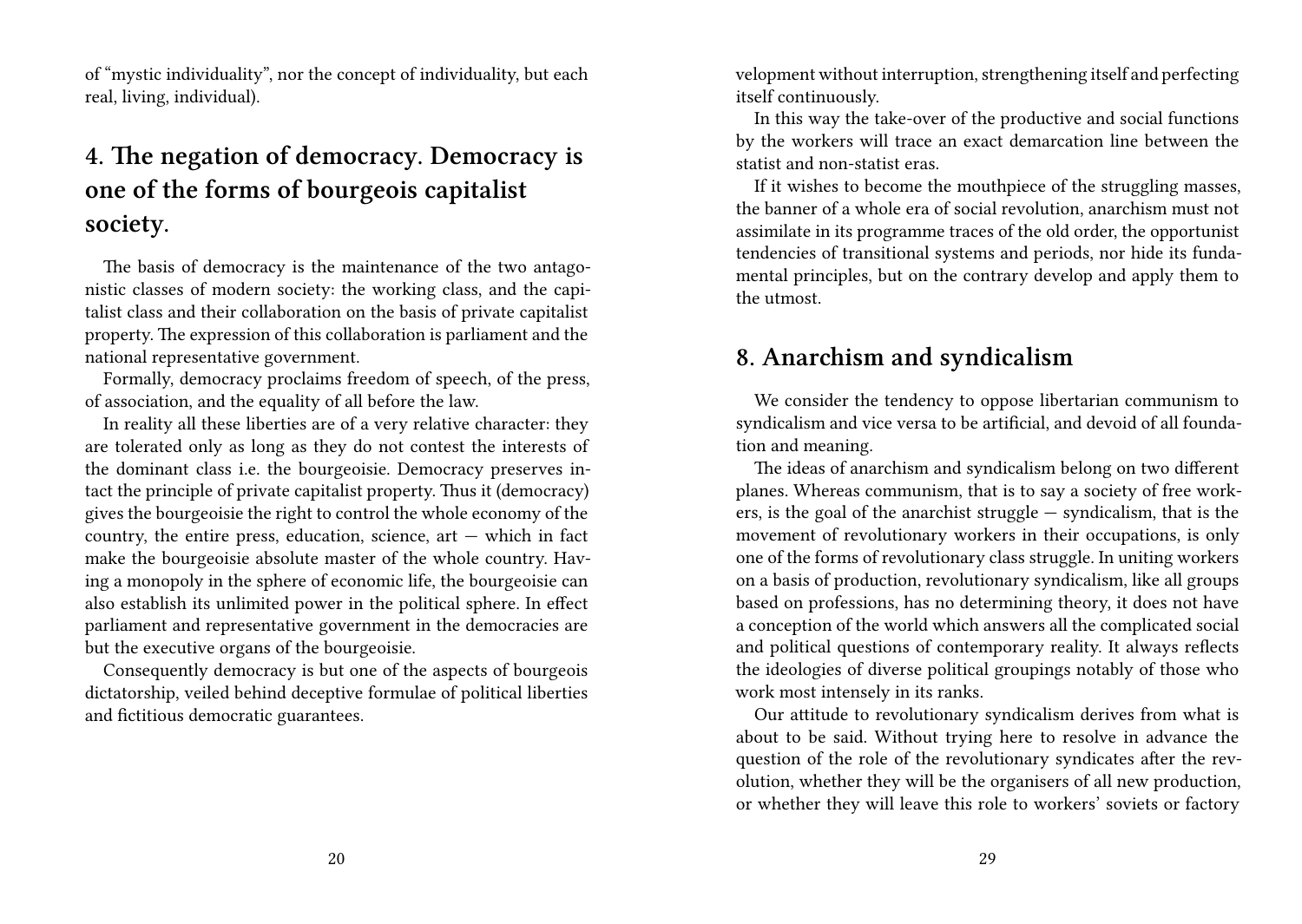of "mystic individuality", nor the concept of individuality, but each real, living, individual).

## 4. The negation of democracy. Democracy is one of the forms of bourgeois capitalist society.

The basis of democracy is the maintenance of the two antagonistic classes of modern society: the working class, and the capitalist class and their collaboration on the basis of private capitalist property. The expression of this collaboration is parliament and the national representative government.

Formally, democracy proclaims freedom of speech, of the press, of association, and the equality of all before the law.

In reality all these liberties are of a very relative character: they are tolerated only as long as they do not contest the interests of the dominant class i.e. the bourgeoisie. Democracy preserves intact the principle of private capitalist property. Thus it (democracy) gives the bourgeoisie the right to control the whole economy of the country, the entire press, education, science, art — which in fact make the bourgeoisie absolute master of the whole country. Having a monopoly in the sphere of economic life, the bourgeoisie can also establish its unlimited power in the political sphere. In effect parliament and representative government in the democracies are but the executive organs of the bourgeoisie.

Consequently democracy is but one of the aspects of bourgeois dictatorship, veiled behind deceptive formulae of political liberties and fictitious democratic guarantees.

velopment without interruption, strengthening itself and perfecting itself continuously.

In this way the take-over of the productive and social functions by the workers will trace an exact demarcation line between the statist and non-statist eras.

If it wishes to become the mouthpiece of the struggling masses, the banner of a whole era of social revolution, anarchism must not assimilate in its programme traces of the old order, the opportunist tendencies of transitional systems and periods, nor hide its fundamental principles, but on the contrary develop and apply them to the utmost.

## 8. Anarchism and syndicalism

We consider the tendency to oppose libertarian communism to syndicalism and vice versa to be artificial, and devoid of all foundation and meaning.

The ideas of anarchism and syndicalism belong on two different planes. Whereas communism, that is to say a society of free workers, is the goal of the anarchist struggle — syndicalism, that is the movement of revolutionary workers in their occupations, is only one of the forms of revolutionary class struggle. In uniting workers on a basis of production, revolutionary syndicalism, like all groups based on professions, has no determining theory, it does not have a conception of the world which answers all the complicated social and political questions of contemporary reality. It always reflects the ideologies of diverse political groupings notably of those who work most intensely in its ranks.

Our attitude to revolutionary syndicalism derives from what is about to be said. Without trying here to resolve in advance the question of the role of the revolutionary syndicates after the revolution, whether they will be the organisers of all new production, or whether they will leave this role to workers' soviets or factory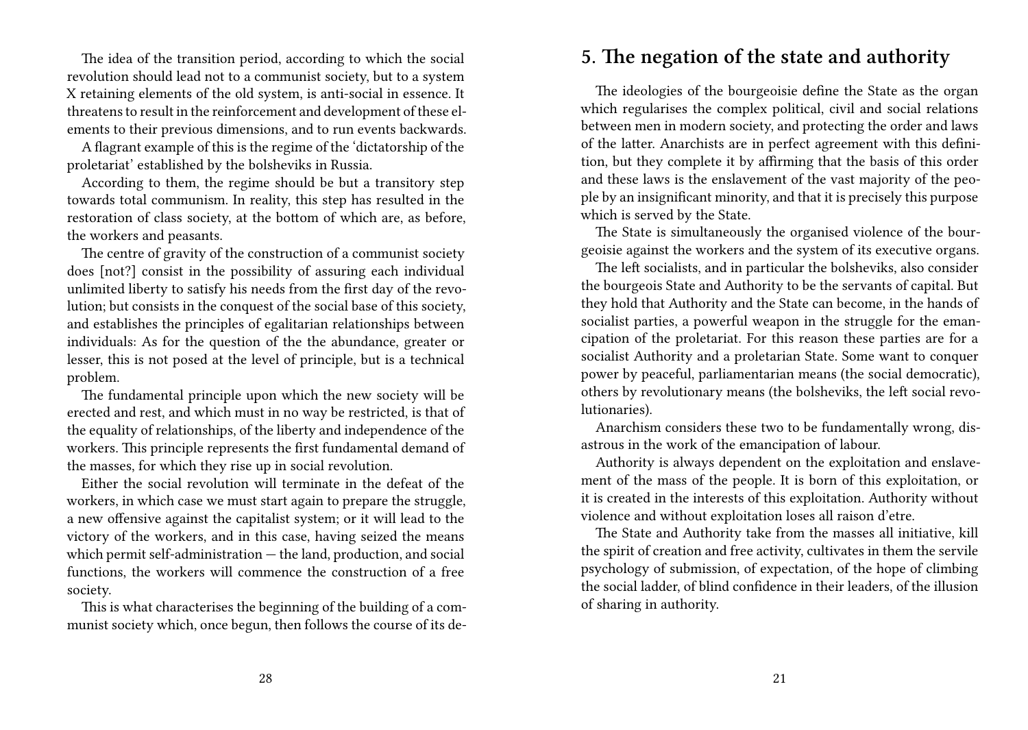The idea of the transition period, according to which the social revolution should lead not to a communist society, but to a system X retaining elements of the old system, is anti-social in essence. It threatens to result in the reinforcement and development of these elements to their previous dimensions, and to run events backwards.

A flagrant example of this is the regime of the 'dictatorship of the proletariat' established by the bolsheviks in Russia.

According to them, the regime should be but a transitory step towards total communism. In reality, this step has resulted in the restoration of class society, at the bottom of which are, as before, the workers and peasants.

The centre of gravity of the construction of a communist society does [not?] consist in the possibility of assuring each individual unlimited liberty to satisfy his needs from the first day of the revolution; but consists in the conquest of the social base of this society, and establishes the principles of egalitarian relationships between individuals: As for the question of the the abundance, greater or lesser, this is not posed at the level of principle, but is a technical problem.

The fundamental principle upon which the new society will be erected and rest, and which must in no way be restricted, is that of the equality of relationships, of the liberty and independence of the workers. This principle represents the first fundamental demand of the masses, for which they rise up in social revolution.

Either the social revolution will terminate in the defeat of the workers, in which case we must start again to prepare the struggle, a new offensive against the capitalist system; or it will lead to the victory of the workers, and in this case, having seized the means which permit self-administration — the land, production, and social functions, the workers will commence the construction of a free society.

This is what characterises the beginning of the building of a communist society which, once begun, then follows the course of its de-

## 5. The negation of the state and authority

The ideologies of the bourgeoisie define the State as the organ which regularises the complex political, civil and social relations between men in modern society, and protecting the order and laws of the latter. Anarchists are in perfect agreement with this definition, but they complete it by affirming that the basis of this order and these laws is the enslavement of the vast majority of the people by an insignificant minority, and that it is precisely this purpose which is served by the State.

The State is simultaneously the organised violence of the bourgeoisie against the workers and the system of its executive organs.

The left socialists, and in particular the bolsheviks, also consider the bourgeois State and Authority to be the servants of capital. But they hold that Authority and the State can become, in the hands of socialist parties, a powerful weapon in the struggle for the emancipation of the proletariat. For this reason these parties are for a socialist Authority and a proletarian State. Some want to conquer power by peaceful, parliamentarian means (the social democratic), others by revolutionary means (the bolsheviks, the left social revolutionaries).

Anarchism considers these two to be fundamentally wrong, disastrous in the work of the emancipation of labour.

Authority is always dependent on the exploitation and enslavement of the mass of the people. It is born of this exploitation, or it is created in the interests of this exploitation. Authority without violence and without exploitation loses all raison d'etre.

The State and Authority take from the masses all initiative, kill the spirit of creation and free activity, cultivates in them the servile psychology of submission, of expectation, of the hope of climbing the social ladder, of blind confidence in their leaders, of the illusion of sharing in authority.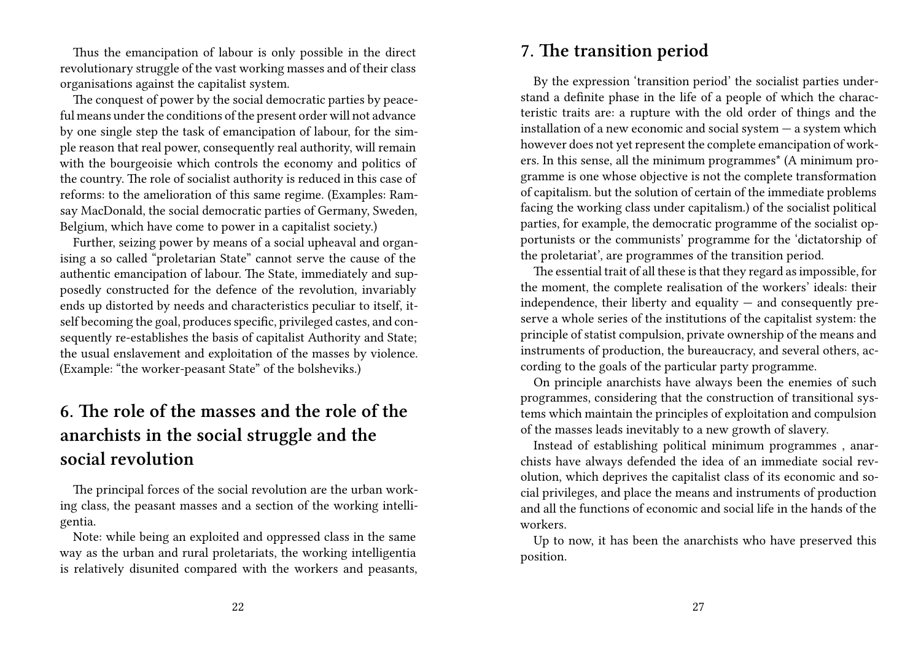Thus the emancipation of labour is only possible in the direct revolutionary struggle of the vast working masses and of their class organisations against the capitalist system.

The conquest of power by the social democratic parties by peaceful means under the conditions of the present order will not advance by one single step the task of emancipation of labour, for the simple reason that real power, consequently real authority, will remain with the bourgeoisie which controls the economy and politics of the country. The role of socialist authority is reduced in this case of reforms: to the amelioration of this same regime. (Examples: Ramsay MacDonald, the social democratic parties of Germany, Sweden, Belgium, which have come to power in a capitalist society.)

Further, seizing power by means of a social upheaval and organising a so called "proletarian State" cannot serve the cause of the authentic emancipation of labour. The State, immediately and supposedly constructed for the defence of the revolution, invariably ends up distorted by needs and characteristics peculiar to itself, itself becoming the goal, produces specific, privileged castes, and consequently re-establishes the basis of capitalist Authority and State; the usual enslavement and exploitation of the masses by violence. (Example: "the worker-peasant State" of the bolsheviks.)

## 6. The role of the masses and the role of the anarchists in the social struggle and the social revolution

The principal forces of the social revolution are the urban working class, the peasant masses and a section of the working intelligentsia.

Note: while being an exploited and oppressed class in the same way as the urban and rural proletariats, the working intelligentsia is relatively disunited compared with the workers and peasants,

## 7. The transition period

By the expression 'transition period' the socialist parties understand a definite phase in the life of a people of which the characteristic traits are: a rupture with the old order of things and the installation of a new economic and social system — a system which however does not yet represent the complete emancipation of workers. In this sense, all the minimum programmes* (A minimum programme is one whose objective is not the complete transformation of capitalism. but the solution of certain of the immediate problems facing the working class under capitalism.) of the socialist political parties, for example, the democratic programme of the socialist opportunists or the communists' programme for the 'dictatorship of the proletariat', are programmes of the transition period.

The essential trait of all these is that they regard as impossible, for the moment, the complete realisation of the workers' ideals: their independence, their liberty and equality — and consequently preserve a whole series of the institutions of the capitalist system: the principle of statist compulsion, private ownership of the means and instruments of production, the bureaucracy, and several others, according to the goals of the particular party programme.

On principle anarchists have always been the enemies of such programmes, considering that the construction of transitional systems which maintain the principles of exploitation and compulsion of the masses leads inevitably to a new growth of slavery.

Instead of establishing political minimum programmes , anarchists have always defended the idea of an immediate social revolution, which deprives the capitalist class of its economic and social privileges, and place the means and instruments of production and all the functions of economic and social life in the hands of the workers.

Up to now, it has been the anarchists who have preserved this position.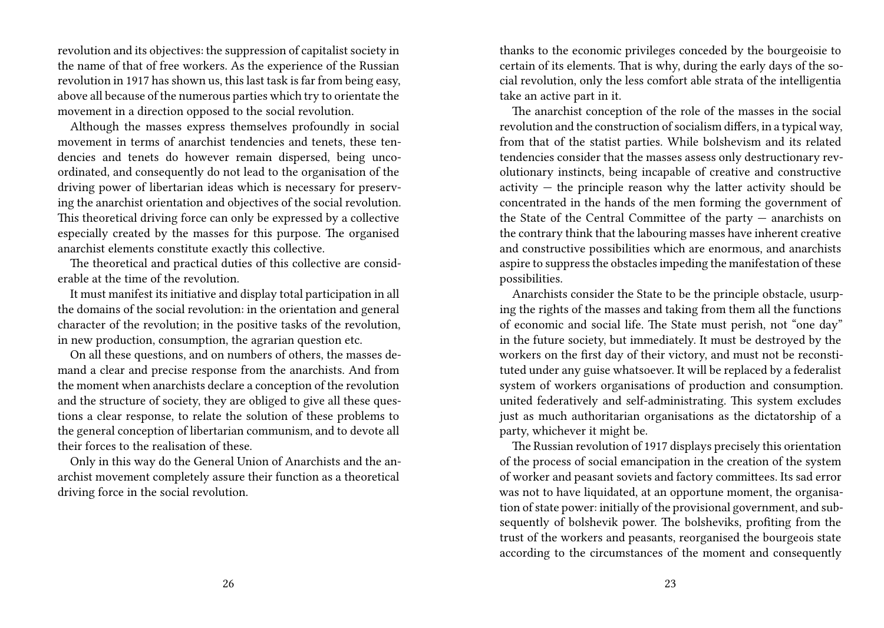revolution and its objectives: the suppression of capitalist society in the name of that of free workers. As the experience of the Russian revolution in 1917 has shown us, this last task is far from being easy, above all because of the numerous parties which try to orientate the movement in a direction opposed to the social revolution.

Although the masses express themselves profoundly in social movement in terms of anarchist tendencies and tenets, these tendencies and tenets do however remain dispersed, being uncoordinated, and consequently do not lead to the organisation of the driving power of libertarian ideas which is necessary for preserving the anarchist orientation and objectives of the social revolution. This theoretical driving force can only be expressed by a collective especially created by the masses for this purpose. The organised anarchist elements constitute exactly this collective.

The theoretical and practical duties of this collective are considerable at the time of the revolution.

It must manifest its initiative and display total participation in all the domains of the social revolution: in the orientation and general character of the revolution; in the positive tasks of the revolution, in new production, consumption, the agrarian question etc.

On all these questions, and on numbers of others, the masses demand a clear and precise response from the anarchists. And from the moment when anarchists declare a conception of the revolution and the structure of society, they are obliged to give all these questions a clear response, to relate the solution of these problems to the general conception of libertarian communism, and to devote all their forces to the realisation of these.

Only in this way do the General Union of Anarchists and the anarchist movement completely assure their function as a theoretical driving force in the social revolution.

thanks to the economic privileges conceded by the bourgeoisie to certain of its elements. That is why, during the early days of the social revolution, only the less comfort able strata of the intelligentia take an active part in it.

The anarchist conception of the role of the masses in the social revolution and the construction of socialism differs, in a typical way, from that of the statist parties. While bolshevism and its related tendencies consider that the masses assess only destructionary revolutionary instincts, being incapable of creative and constructive activity — the principle reason why the latter activity should be concentrated in the hands of the men forming the government of the State of the Central Committee of the party — anarchists on the contrary think that the labouring masses have inherent creative and constructive possibilities which are enormous, and anarchists aspire to suppress the obstacles impeding the manifestation of these possibilities.

Anarchists consider the State to be the principle obstacle, usurping the rights of the masses and taking from them all the functions of economic and social life. The State must perish, not "one day" in the future society, but immediately. It must be destroyed by the workers on the first day of their victory, and must not be reconstituted under any guise whatsoever. It will be replaced by a federalist system of workers organisations of production and consumption. united federatively and self-administrating. This system excludes just as much authoritarian organisations as the dictatorship of a party, whichever it might be.

The Russian revolution of 1917 displays precisely this orientation of the process of social emancipation in the creation of the system of worker and peasant soviets and factory committees. Its sad error was not to have liquidated, at an opportune moment, the organisation of state power: initially of the provisional government, and subsequently of bolshevik power. The bolsheviks, profiting from the trust of the workers and peasants, reorganised the bourgeois state according to the circumstances of the moment and consequently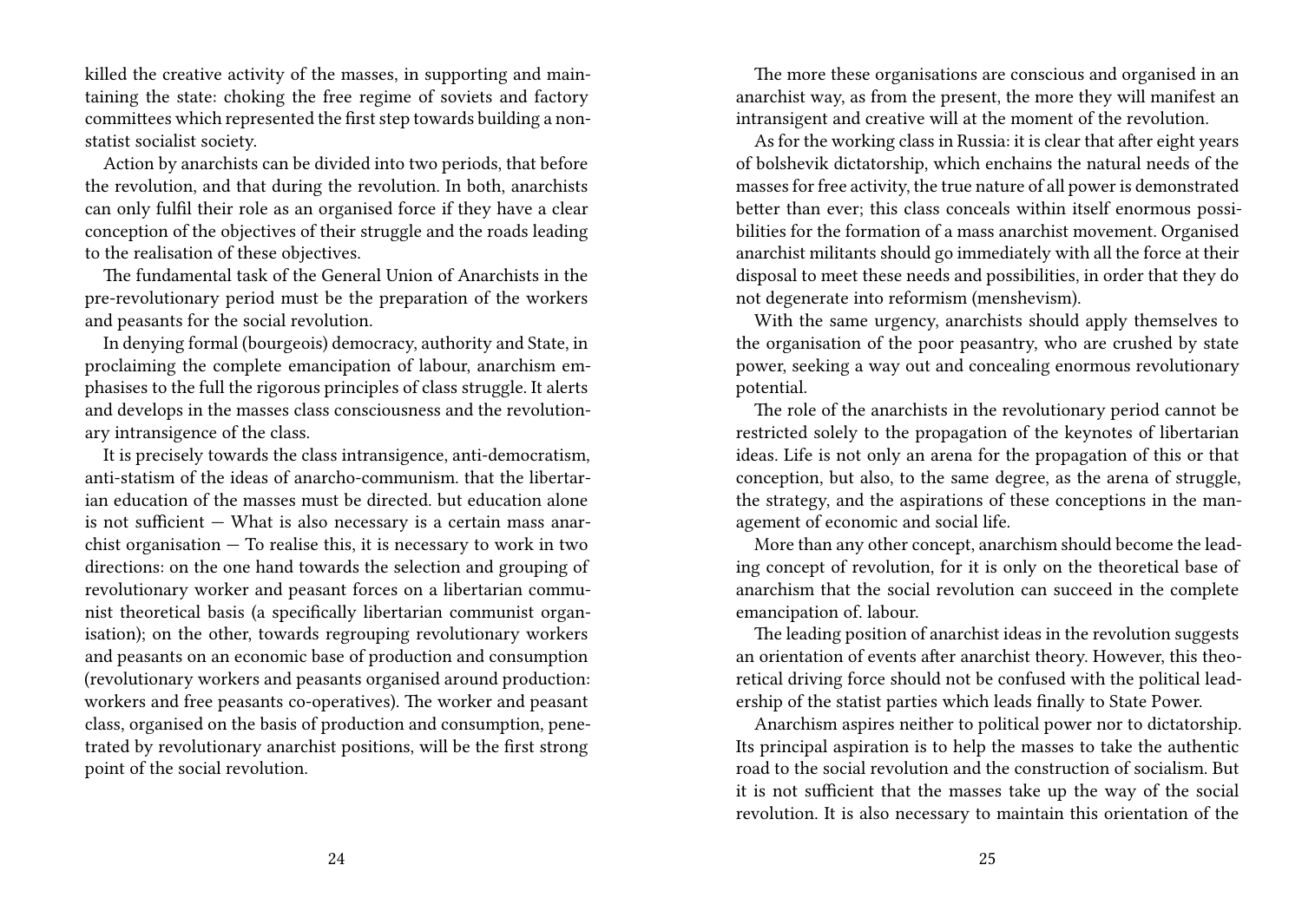killed the creative activity of the masses, in supporting and maintaining the state: choking the free regime of soviets and factory committees which represented the first step towards building a non-statist socialist society.

Action by anarchists can be divided into two periods, that before the revolution, and that during the revolution. In both, anarchists can only fulfil their role as an organised force if they have a clear conception of the objectives of their struggle and the roads leading to the realisation of these objectives.

The fundamental task of the General Union of Anarchists in the pre-revolutionary period must be the preparation of the workers and peasants for the social revolution.

In denying formal (bourgeois) democracy, authority and State, in proclaiming the complete emancipation of labour, anarchism emphasises to the full the rigorous principles of class struggle. It alerts and develops in the masses class consciousness and the revolutionary intransigence of the class.

It is precisely towards the class intransigence, anti-democratism, anti-statism of the ideas of anarcho-communism. that the libertarian education of the masses must be directed. but education alone is not sufficient — What is also necessary is a certain mass anarchist organisation — To realise this, it is necessary to work in two directions: on the one hand towards the selection and grouping of revolutionary worker and peasant forces on a libertarian communist theoretical basis (a specifically libertarian communist organisation); on the other, towards regrouping revolutionary workers and peasants on an economic base of production and consumption (revolutionary workers and peasants organised around production: workers and free peasants co-operatives). The worker and peasant class, organised on the basis of production and consumption, penetrated by revolutionary anarchist positions, will be the first strong point of the social revolution.

The more these organisations are conscious and organised in an anarchist way, as from the present, the more they will manifest an intransigent and creative will at the moment of the revolution.

As for the working class in Russia: it is clear that after eight years of bolshevik dictatorship, which enchains the natural needs of the masses for free activity, the true nature of all power is demonstrated better than ever; this class conceals within itself enormous possibilities for the formation of a mass anarchist movement. Organised anarchist militants should go immediately with all the force at their disposal to meet these needs and possibilities, in order that they do not degenerate into reformism (menshevism).

With the same urgency, anarchists should apply themselves to the organisation of the poor peasantry, who are crushed by state power, seeking a way out and concealing enormous revolutionary potential.

The role of the anarchists in the revolutionary period cannot be restricted solely to the propagation of the keynotes of libertarian ideas. Life is not only an arena for the propagation of this or that conception, but also, to the same degree, as the arena of struggle, the strategy, and the aspirations of these conceptions in the management of economic and social life.

More than any other concept, anarchism should become the leading concept of revolution, for it is only on the theoretical base of anarchism that the social revolution can succeed in the complete emancipation of. labour.

The leading position of anarchist ideas in the revolution suggests an orientation of events after anarchist theory. However, this theoretical driving force should not be confused with the political leadership of the statist parties which leads finally to State Power.

Anarchism aspires neither to political power nor to dictatorship. Its principal aspiration is to help the masses to take the authentic road to the social revolution and the construction of socialism. But it is not sufficient that the masses take up the way of the social revolution. It is also necessary to maintain this orientation of the